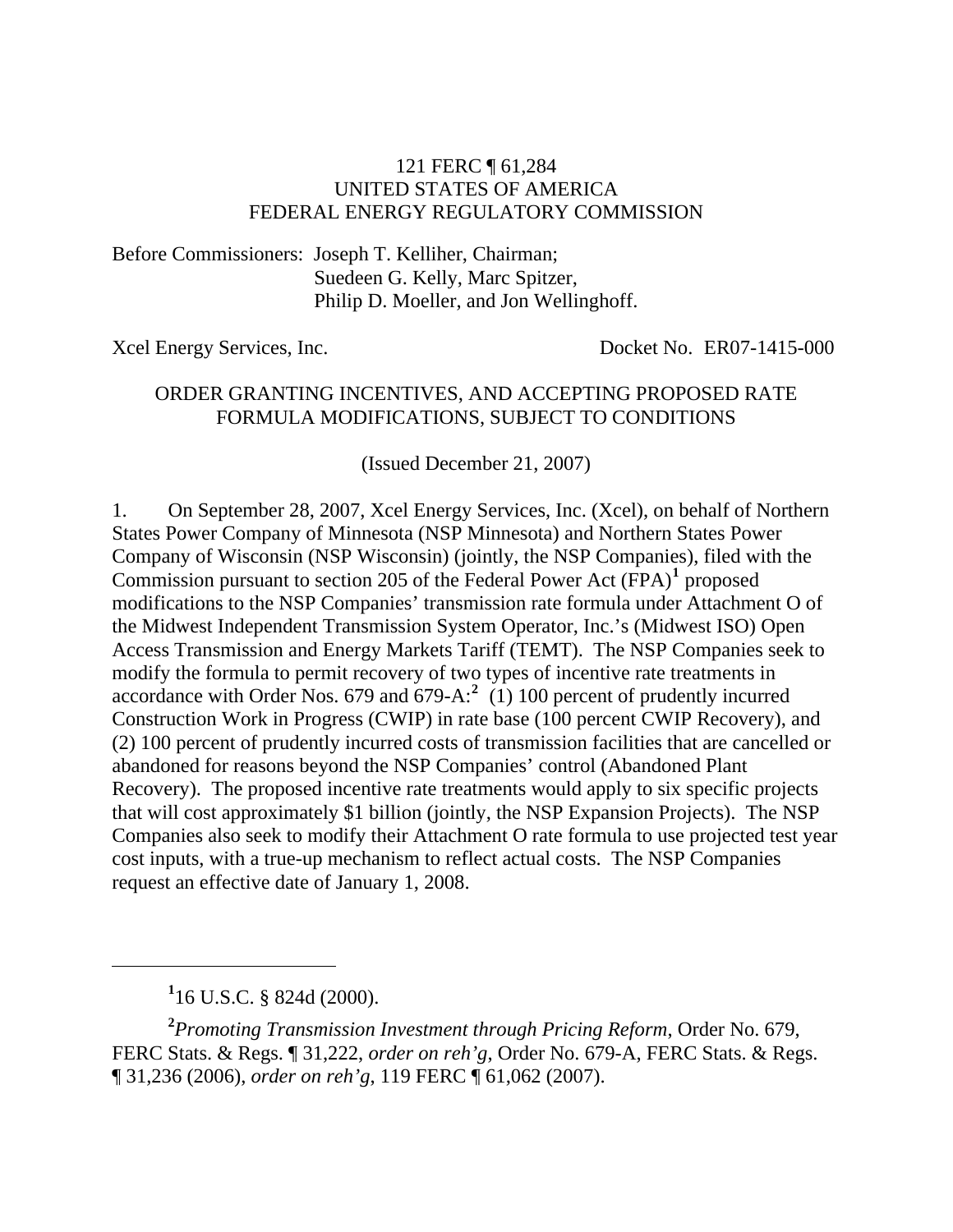121 FERC ¶ 61,284
UNITED STATES OF AMERICA
FEDERAL ENERGY REGULATORY COMMISSION

Before Commissioners: Joseph T. Kelliher, Chairman;
Suedeen G. Kelly, Marc Spitzer,
Philip D. Moeller, and Jon Wellinghoff.

Xcel Energy Services, Inc. Docket No. ER07-1415-000

ORDER GRANTING INCENTIVES, AND ACCEPTING PROPOSED RATE FORMULA MODIFICATIONS, SUBJECT TO CONDITIONS

(Issued December 21, 2007)

1. On September 28, 2007, Xcel Energy Services, Inc. (Xcel), on behalf of Northern States Power Company of Minnesota (NSP Minnesota) and Northern States Power Company of Wisconsin (NSP Wisconsin) (jointly, the NSP Companies), filed with the Commission pursuant to section 205 of the Federal Power Act (FPA)[1] proposed modifications to the NSP Companies' transmission rate formula under Attachment O of the Midwest Independent Transmission System Operator, Inc.'s (Midwest ISO) Open Access Transmission and Energy Markets Tariff (TEMT). The NSP Companies seek to modify the formula to permit recovery of two types of incentive rate treatments in accordance with Order Nos. 679 and 679-A:[2] (1) 100 percent of prudently incurred Construction Work in Progress (CWIP) in rate base (100 percent CWIP Recovery), and (2) 100 percent of prudently incurred costs of transmission facilities that are cancelled or abandoned for reasons beyond the NSP Companies' control (Abandoned Plant Recovery). The proposed incentive rate treatments would apply to six specific projects that will cost approximately $1 billion (jointly, the NSP Expansion Projects). The NSP Companies also seek to modify their Attachment O rate formula to use projected test year cost inputs, with a true-up mechanism to reflect actual costs. The NSP Companies request an effective date of January 1, 2008.

---

[1] 16 U.S.C. § 824d (2000).

[2] *Promoting Transmission Investment through Pricing Reform*, Order No. 679, FERC Stats. & Regs. ¶ 31,222, *order on reh'g*, Order No. 679-A, FERC Stats. & Regs. ¶ 31,236 (2006), *order on reh'g*, 119 FERC ¶ 61,062 (2007).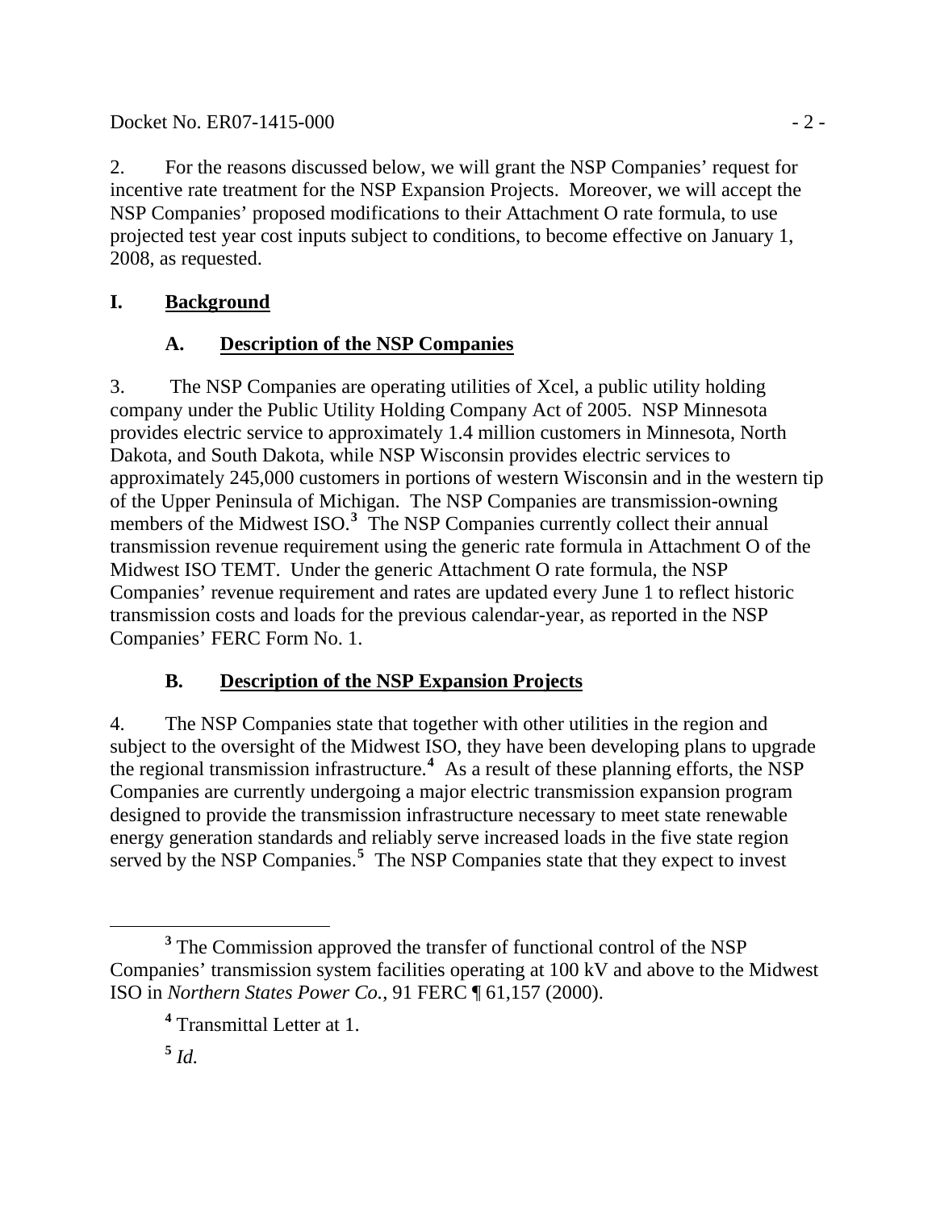2. For the reasons discussed below, we will grant the NSP Companies' request for incentive rate treatment for the NSP Expansion Projects. Moreover, we will accept the NSP Companies' proposed modifications to their Attachment O rate formula, to use projected test year cost inputs subject to conditions, to become effective on January 1, 2008, as requested.

## I. Background

### A. Description of the NSP Companies

3. The NSP Companies are operating utilities of Xcel, a public utility holding company under the Public Utility Holding Company Act of 2005. NSP Minnesota provides electric service to approximately 1.4 million customers in Minnesota, North Dakota, and South Dakota, while NSP Wisconsin provides electric services to approximately 245,000 customers in portions of western Wisconsin and in the western tip of the Upper Peninsula of Michigan. The NSP Companies are transmission-owning members of the Midwest ISO.[3] The NSP Companies currently collect their annual transmission revenue requirement using the generic rate formula in Attachment O of the Midwest ISO TEMT. Under the generic Attachment O rate formula, the NSP Companies' revenue requirement and rates are updated every June 1 to reflect historic transmission costs and loads for the previous calendar-year, as reported in the NSP Companies' FERC Form No. 1.

### B. Description of the NSP Expansion Projects

4. The NSP Companies state that together with other utilities in the region and subject to the oversight of the Midwest ISO, they have been developing plans to upgrade the regional transmission infrastructure.[4] As a result of these planning efforts, the NSP Companies are currently undergoing a major electric transmission expansion program designed to provide the transmission infrastructure necessary to meet state renewable energy generation standards and reliably serve increased loads in the five state region served by the NSP Companies.[5] The NSP Companies state that they expect to invest

---

[3] The Commission approved the transfer of functional control of the NSP Companies' transmission system facilities operating at 100 kV and above to the Midwest ISO in *Northern States Power Co.*, 91 FERC ¶ 61,157 (2000).

[4] Transmittal Letter at 1.

[5] *Id.*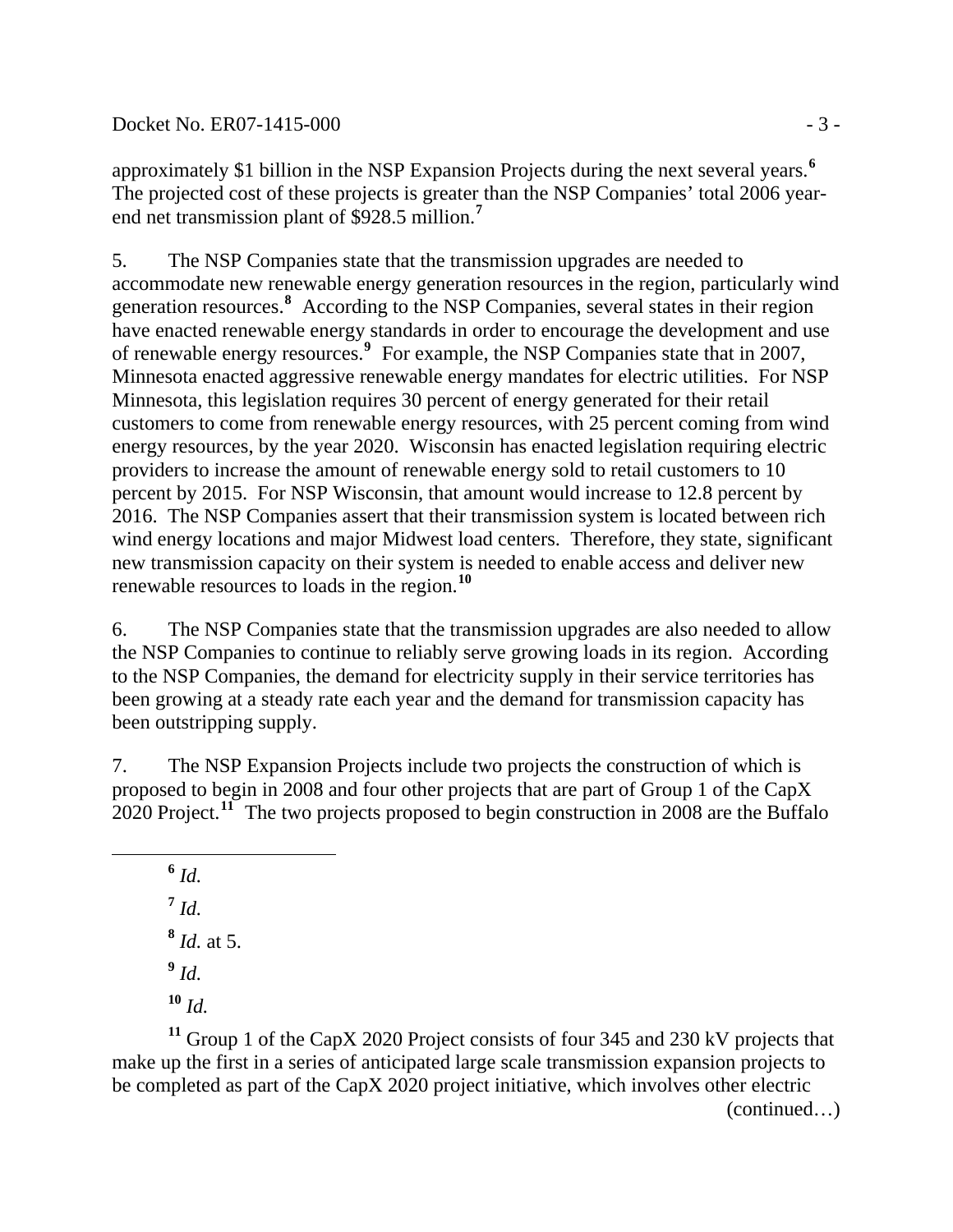approximately $1 billion in the NSP Expansion Projects during the next several years.[6] The projected cost of these projects is greater than the NSP Companies' total 2006 year-end net transmission plant of $928.5 million.[7]

5. The NSP Companies state that the transmission upgrades are needed to accommodate new renewable energy generation resources in the region, particularly wind generation resources.[8] According to the NSP Companies, several states in their region have enacted renewable energy standards in order to encourage the development and use of renewable energy resources.[9] For example, the NSP Companies state that in 2007, Minnesota enacted aggressive renewable energy mandates for electric utilities. For NSP Minnesota, this legislation requires 30 percent of energy generated for their retail customers to come from renewable energy resources, with 25 percent coming from wind energy resources, by the year 2020. Wisconsin has enacted legislation requiring electric providers to increase the amount of renewable energy sold to retail customers to 10 percent by 2015. For NSP Wisconsin, that amount would increase to 12.8 percent by 2016. The NSP Companies assert that their transmission system is located between rich wind energy locations and major Midwest load centers. Therefore, they state, significant new transmission capacity on their system is needed to enable access and deliver new renewable resources to loads in the region.[10]

6. The NSP Companies state that the transmission upgrades are also needed to allow the NSP Companies to continue to reliably serve growing loads in its region. According to the NSP Companies, the demand for electricity supply in their service territories has been growing at a steady rate each year and the demand for transmission capacity has been outstripping supply.

7. The NSP Expansion Projects include two projects the construction of which is proposed to begin in 2008 and four other projects that are part of Group 1 of the CapX 2020 Project.[11] The two projects proposed to begin construction in 2008 are the Buffalo

---

[6] *Id.*

[7] *Id.*

[8] *Id.* at 5.

[9] *Id.*

[10] *Id.*

[11] Group 1 of the CapX 2020 Project consists of four 345 and 230 kV projects that make up the first in a series of anticipated large scale transmission expansion projects to be completed as part of the CapX 2020 project initiative, which involves other electric (continued…)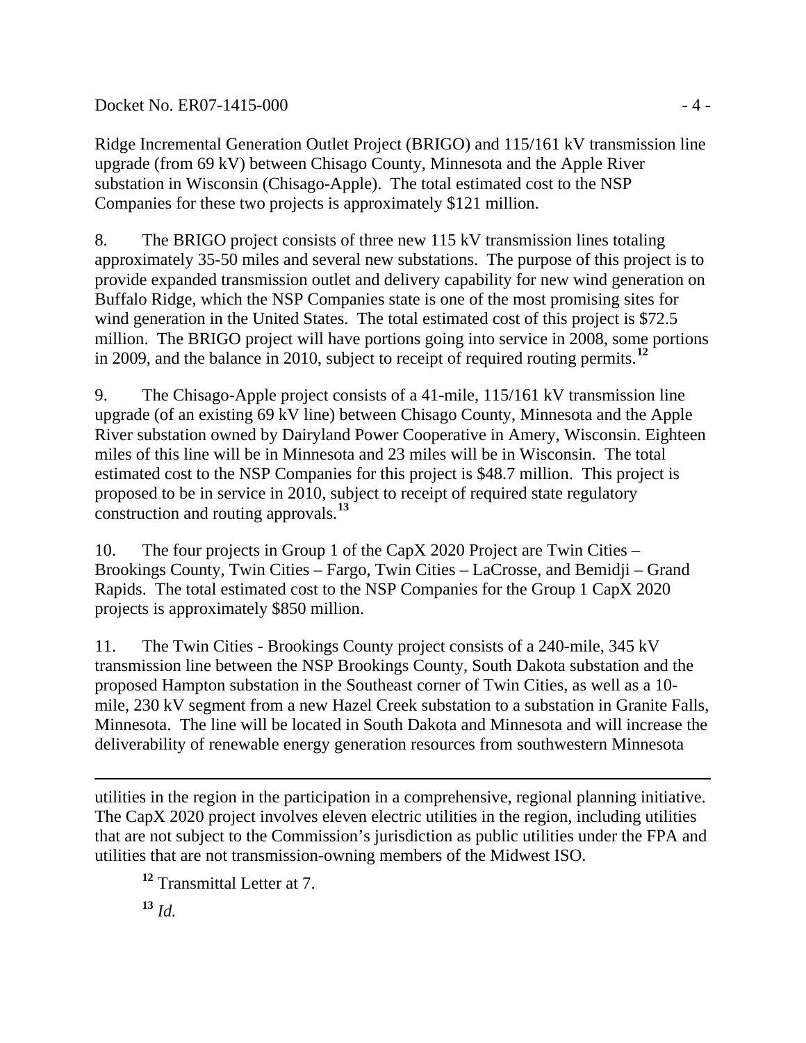Ridge Incremental Generation Outlet Project (BRIGO) and 115/161 kV transmission line upgrade (from 69 kV) between Chisago County, Minnesota and the Apple River substation in Wisconsin (Chisago-Apple). The total estimated cost to the NSP Companies for these two projects is approximately $121 million.

8. The BRIGO project consists of three new 115 kV transmission lines totaling approximately 35-50 miles and several new substations. The purpose of this project is to provide expanded transmission outlet and delivery capability for new wind generation on Buffalo Ridge, which the NSP Companies state is one of the most promising sites for wind generation in the United States. The total estimated cost of this project is $72.5 million. The BRIGO project will have portions going into service in 2008, some portions in 2009, and the balance in 2010, subject to receipt of required routing permits.[12]

9. The Chisago-Apple project consists of a 41-mile, 115/161 kV transmission line upgrade (of an existing 69 kV line) between Chisago County, Minnesota and the Apple River substation owned by Dairyland Power Cooperative in Amery, Wisconsin. Eighteen miles of this line will be in Minnesota and 23 miles will be in Wisconsin. The total estimated cost to the NSP Companies for this project is $48.7 million. This project is proposed to be in service in 2010, subject to receipt of required state regulatory construction and routing approvals.[13]

10. The four projects in Group 1 of the CapX 2020 Project are Twin Cities – Brookings County, Twin Cities – Fargo, Twin Cities – LaCrosse, and Bemidji – Grand Rapids. The total estimated cost to the NSP Companies for the Group 1 CapX 2020 projects is approximately $850 million.

11. The Twin Cities - Brookings County project consists of a 240-mile, 345 kV transmission line between the NSP Brookings County, South Dakota substation and the proposed Hampton substation in the Southeast corner of Twin Cities, as well as a 10-mile, 230 kV segment from a new Hazel Creek substation to a substation in Granite Falls, Minnesota. The line will be located in South Dakota and Minnesota and will increase the deliverability of renewable energy generation resources from southwestern Minnesota

---

utilities in the region in the participation in a comprehensive, regional planning initiative. The CapX 2020 project involves eleven electric utilities in the region, including utilities that are not subject to the Commission's jurisdiction as public utilities under the FPA and utilities that are not transmission-owning members of the Midwest ISO.

[12] Transmittal Letter at 7.

[13] *Id.*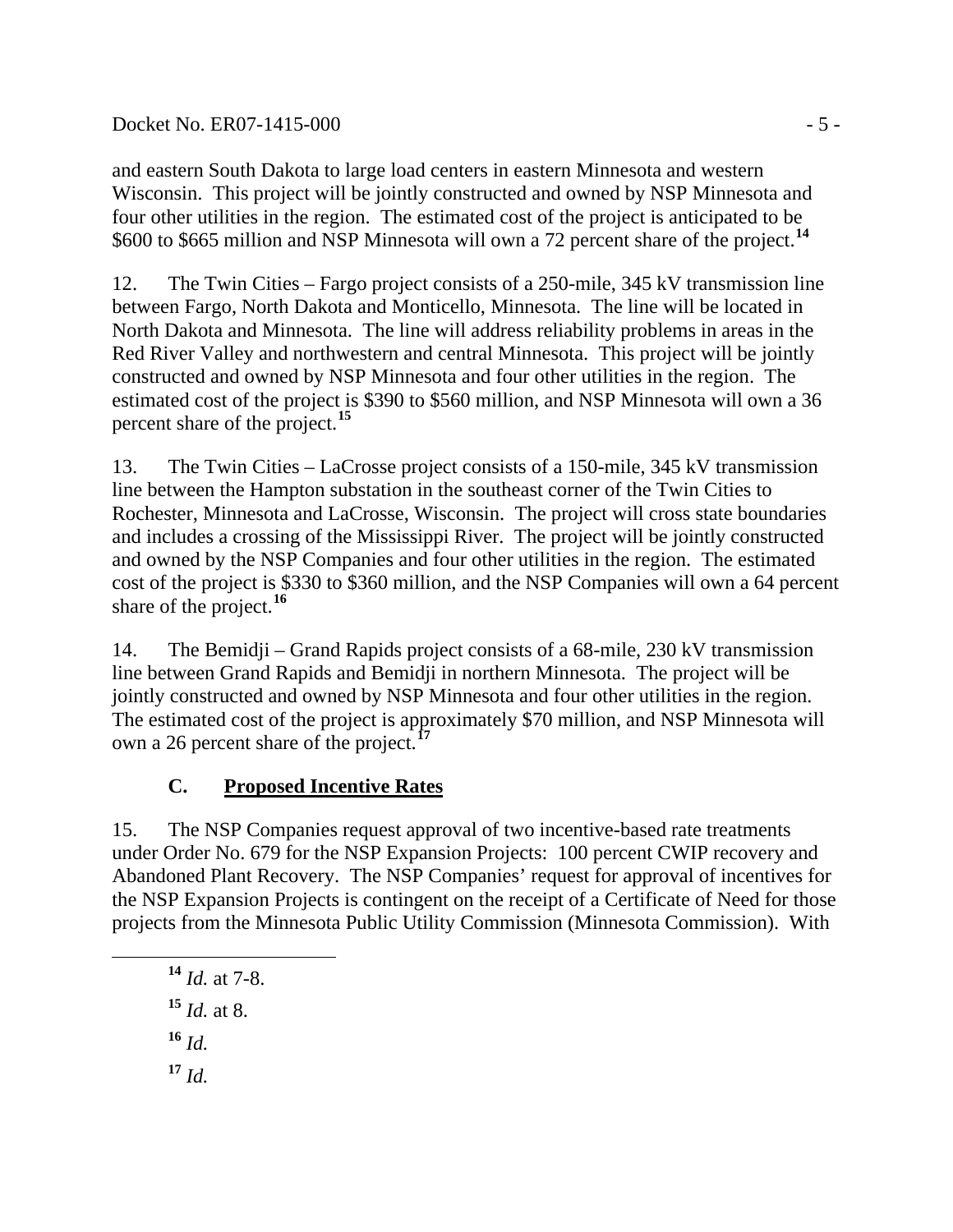and eastern South Dakota to large load centers in eastern Minnesota and western Wisconsin. This project will be jointly constructed and owned by NSP Minnesota and four other utilities in the region. The estimated cost of the project is anticipated to be \$600 to \$665 million and NSP Minnesota will own a 72 percent share of the project.[14]

12. The Twin Cities – Fargo project consists of a 250-mile, 345 kV transmission line between Fargo, North Dakota and Monticello, Minnesota. The line will be located in North Dakota and Minnesota. The line will address reliability problems in areas in the Red River Valley and northwestern and central Minnesota. This project will be jointly constructed and owned by NSP Minnesota and four other utilities in the region. The estimated cost of the project is \$390 to \$560 million, and NSP Minnesota will own a 36 percent share of the project.[15]

13. The Twin Cities – LaCrosse project consists of a 150-mile, 345 kV transmission line between the Hampton substation in the southeast corner of the Twin Cities to Rochester, Minnesota and LaCrosse, Wisconsin. The project will cross state boundaries and includes a crossing of the Mississippi River. The project will be jointly constructed and owned by the NSP Companies and four other utilities in the region. The estimated cost of the project is \$330 to \$360 million, and the NSP Companies will own a 64 percent share of the project.[16]

14. The Bemidji – Grand Rapids project consists of a 68-mile, 230 kV transmission line between Grand Rapids and Bemidji in northern Minnesota. The project will be jointly constructed and owned by NSP Minnesota and four other utilities in the region. The estimated cost of the project is approximately \$70 million, and NSP Minnesota will own a 26 percent share of the project.[17]

### C. Proposed Incentive Rates

15. The NSP Companies request approval of two incentive-based rate treatments under Order No. 679 for the NSP Expansion Projects: 100 percent CWIP recovery and Abandoned Plant Recovery. The NSP Companies' request for approval of incentives for the NSP Expansion Projects is contingent on the receipt of a Certificate of Need for those projects from the Minnesota Public Utility Commission (Minnesota Commission). With

---

[14] *Id.* at 7-8.

[15] *Id.* at 8.

[16] *Id.*

[17] *Id.*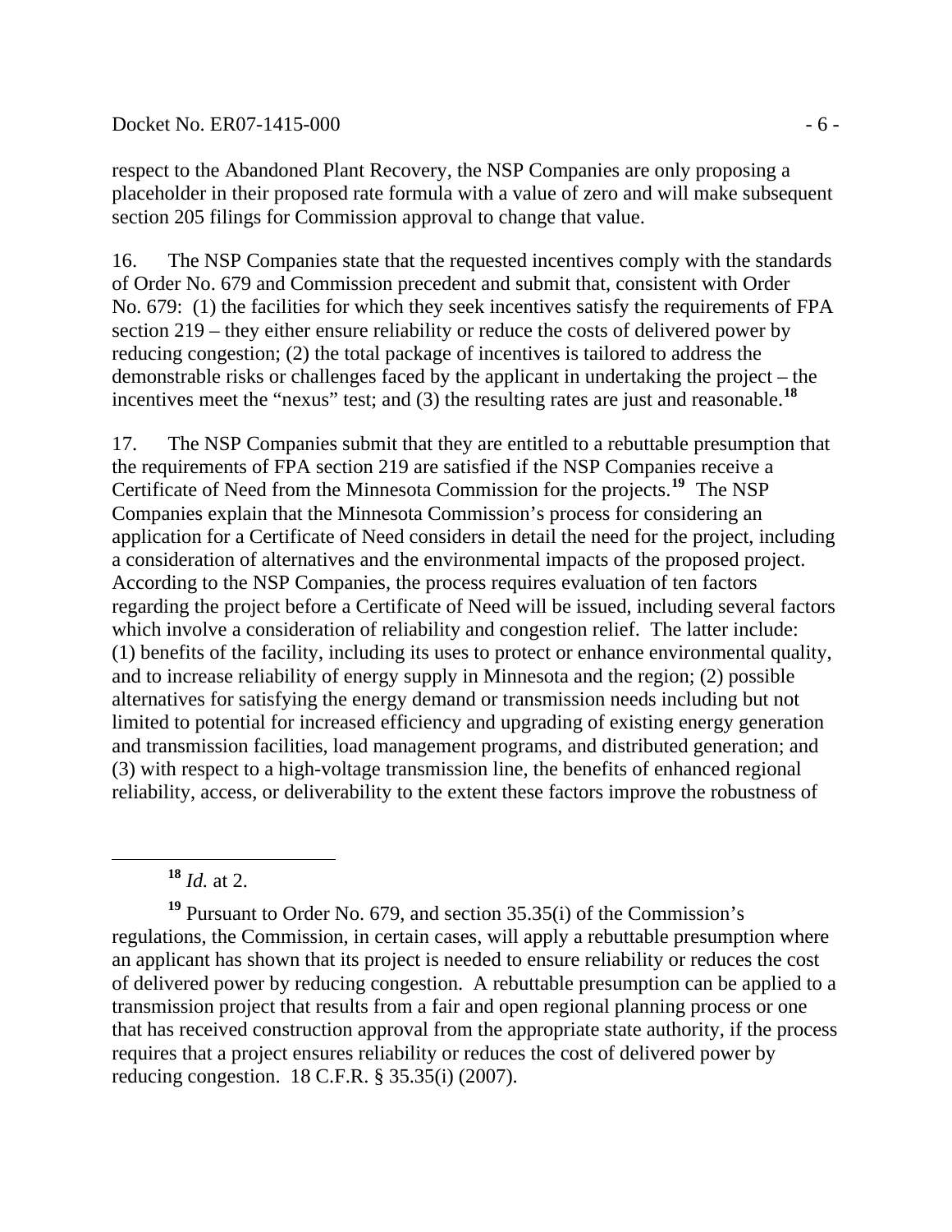respect to the Abandoned Plant Recovery, the NSP Companies are only proposing a placeholder in their proposed rate formula with a value of zero and will make subsequent section 205 filings for Commission approval to change that value.

16. The NSP Companies state that the requested incentives comply with the standards of Order No. 679 and Commission precedent and submit that, consistent with Order No. 679: (1) the facilities for which they seek incentives satisfy the requirements of FPA section 219 – they either ensure reliability or reduce the costs of delivered power by reducing congestion; (2) the total package of incentives is tailored to address the demonstrable risks or challenges faced by the applicant in undertaking the project – the incentives meet the "nexus" test; and (3) the resulting rates are just and reasonable.[18]

17. The NSP Companies submit that they are entitled to a rebuttable presumption that the requirements of FPA section 219 are satisfied if the NSP Companies receive a Certificate of Need from the Minnesota Commission for the projects.[19] The NSP Companies explain that the Minnesota Commission's process for considering an application for a Certificate of Need considers in detail the need for the project, including a consideration of alternatives and the environmental impacts of the proposed project. According to the NSP Companies, the process requires evaluation of ten factors regarding the project before a Certificate of Need will be issued, including several factors which involve a consideration of reliability and congestion relief. The latter include: (1) benefits of the facility, including its uses to protect or enhance environmental quality, and to increase reliability of energy supply in Minnesota and the region; (2) possible alternatives for satisfying the energy demand or transmission needs including but not limited to potential for increased efficiency and upgrading of existing energy generation and transmission facilities, load management programs, and distributed generation; and (3) with respect to a high-voltage transmission line, the benefits of enhanced regional reliability, access, or deliverability to the extent these factors improve the robustness of

[18] *Id.* at 2.

[19] Pursuant to Order No. 679, and section 35.35(i) of the Commission's regulations, the Commission, in certain cases, will apply a rebuttable presumption where an applicant has shown that its project is needed to ensure reliability or reduces the cost of delivered power by reducing congestion. A rebuttable presumption can be applied to a transmission project that results from a fair and open regional planning process or one that has received construction approval from the appropriate state authority, if the process requires that a project ensures reliability or reduces the cost of delivered power by reducing congestion. 18 C.F.R. § 35.35(i) (2007).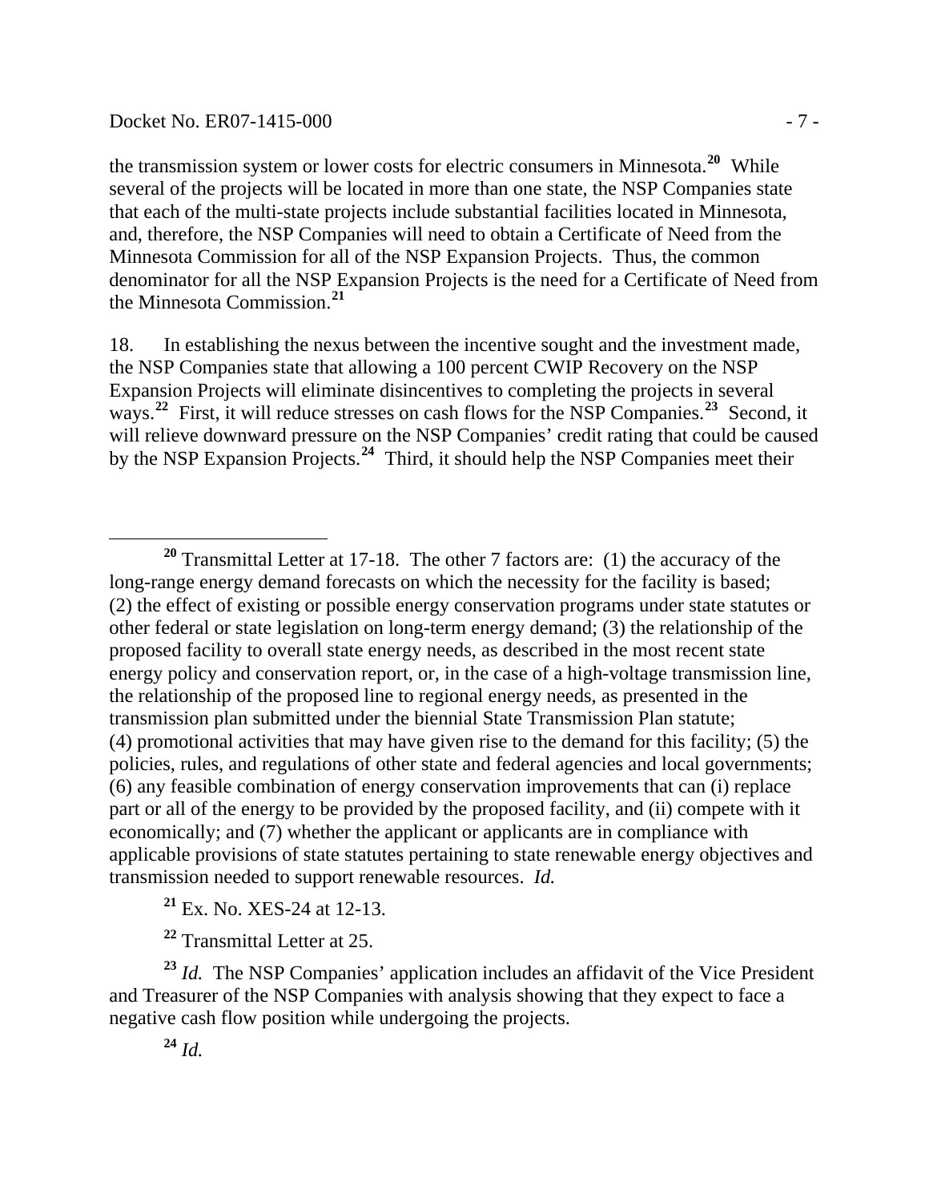the transmission system or lower costs for electric consumers in Minnesota.[20] While several of the projects will be located in more than one state, the NSP Companies state that each of the multi-state projects include substantial facilities located in Minnesota, and, therefore, the NSP Companies will need to obtain a Certificate of Need from the Minnesota Commission for all of the NSP Expansion Projects. Thus, the common denominator for all the NSP Expansion Projects is the need for a Certificate of Need from the Minnesota Commission.[21]

18. In establishing the nexus between the incentive sought and the investment made, the NSP Companies state that allowing a 100 percent CWIP Recovery on the NSP Expansion Projects will eliminate disincentives to completing the projects in several ways.[22] First, it will reduce stresses on cash flows for the NSP Companies.[23] Second, it will relieve downward pressure on the NSP Companies' credit rating that could be caused by the NSP Expansion Projects.[24] Third, it should help the NSP Companies meet their

---

[20] Transmittal Letter at 17-18. The other 7 factors are: (1) the accuracy of the long-range energy demand forecasts on which the necessity for the facility is based; (2) the effect of existing or possible energy conservation programs under state statutes or other federal or state legislation on long-term energy demand; (3) the relationship of the proposed facility to overall state energy needs, as described in the most recent state energy policy and conservation report, or, in the case of a high-voltage transmission line, the relationship of the proposed line to regional energy needs, as presented in the transmission plan submitted under the biennial State Transmission Plan statute; (4) promotional activities that may have given rise to the demand for this facility; (5) the policies, rules, and regulations of other state and federal agencies and local governments; (6) any feasible combination of energy conservation improvements that can (i) replace part or all of the energy to be provided by the proposed facility, and (ii) compete with it economically; and (7) whether the applicant or applicants are in compliance with applicable provisions of state statutes pertaining to state renewable energy objectives and transmission needed to support renewable resources. *Id.*

[21] Ex. No. XES-24 at 12-13.

[22] Transmittal Letter at 25.

[23] *Id.* The NSP Companies' application includes an affidavit of the Vice President and Treasurer of the NSP Companies with analysis showing that they expect to face a negative cash flow position while undergoing the projects.

[24] *Id.*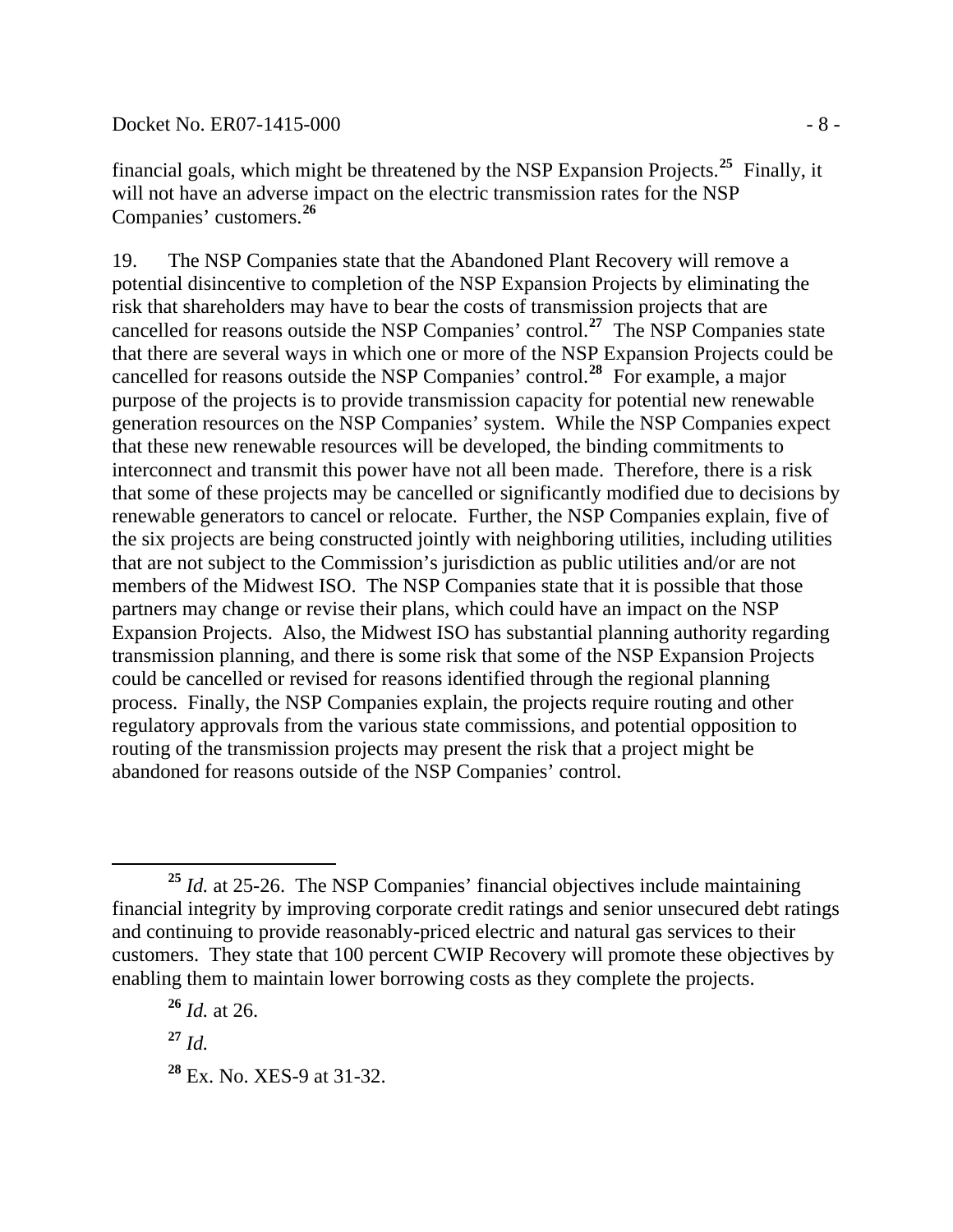financial goals, which might be threatened by the NSP Expansion Projects.[25] Finally, it will not have an adverse impact on the electric transmission rates for the NSP Companies' customers.[26]

19. The NSP Companies state that the Abandoned Plant Recovery will remove a potential disincentive to completion of the NSP Expansion Projects by eliminating the risk that shareholders may have to bear the costs of transmission projects that are cancelled for reasons outside the NSP Companies' control.[27] The NSP Companies state that there are several ways in which one or more of the NSP Expansion Projects could be cancelled for reasons outside the NSP Companies' control.[28] For example, a major purpose of the projects is to provide transmission capacity for potential new renewable generation resources on the NSP Companies' system. While the NSP Companies expect that these new renewable resources will be developed, the binding commitments to interconnect and transmit this power have not all been made. Therefore, there is a risk that some of these projects may be cancelled or significantly modified due to decisions by renewable generators to cancel or relocate. Further, the NSP Companies explain, five of the six projects are being constructed jointly with neighboring utilities, including utilities that are not subject to the Commission's jurisdiction as public utilities and/or are not members of the Midwest ISO. The NSP Companies state that it is possible that those partners may change or revise their plans, which could have an impact on the NSP Expansion Projects. Also, the Midwest ISO has substantial planning authority regarding transmission planning, and there is some risk that some of the NSP Expansion Projects could be cancelled or revised for reasons identified through the regional planning process. Finally, the NSP Companies explain, the projects require routing and other regulatory approvals from the various state commissions, and potential opposition to routing of the transmission projects may present the risk that a project might be abandoned for reasons outside of the NSP Companies' control.

---

[25] *Id.* at 25-26. The NSP Companies' financial objectives include maintaining financial integrity by improving corporate credit ratings and senior unsecured debt ratings and continuing to provide reasonably-priced electric and natural gas services to their customers. They state that 100 percent CWIP Recovery will promote these objectives by enabling them to maintain lower borrowing costs as they complete the projects.

[26] *Id.* at 26.

[27] *Id.*

[28] Ex. No. XES-9 at 31-32.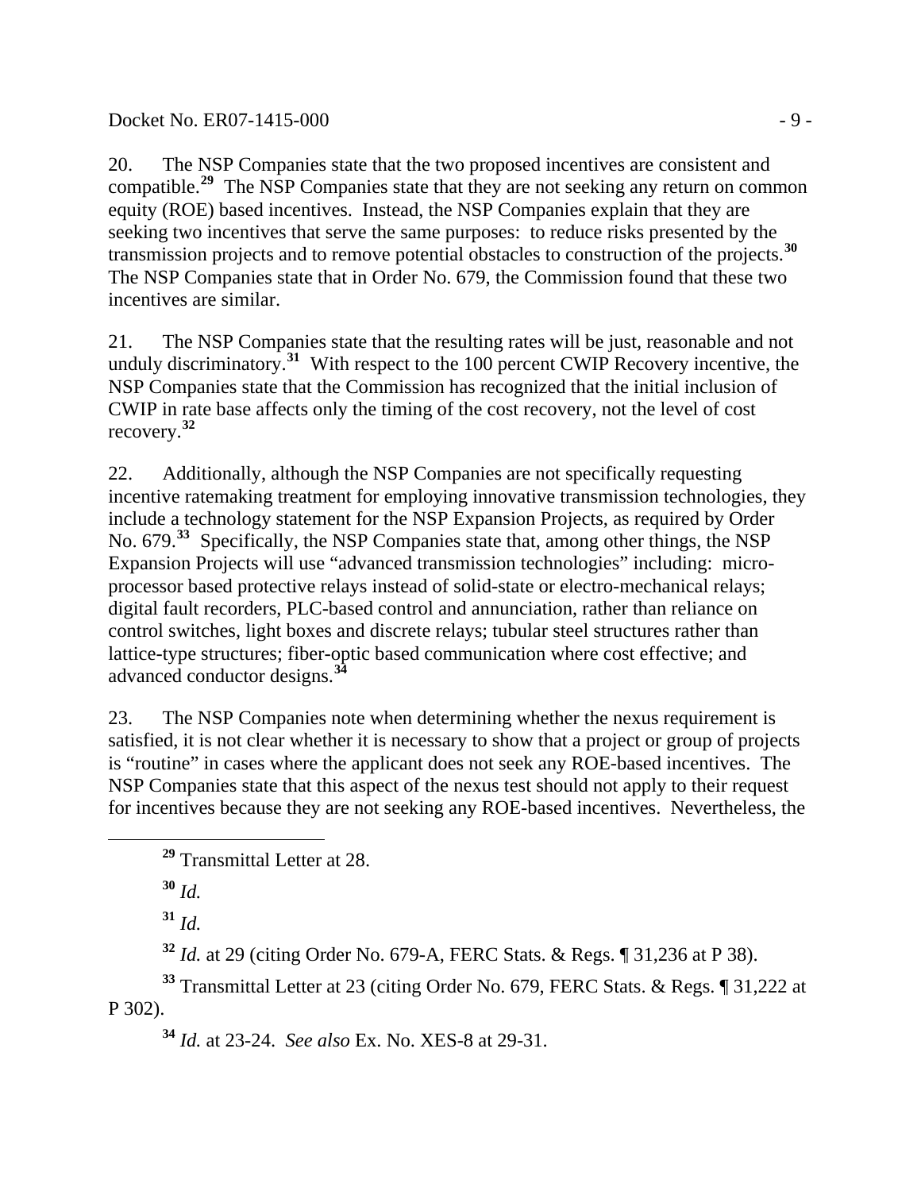20. The NSP Companies state that the two proposed incentives are consistent and compatible.[29] The NSP Companies state that they are not seeking any return on common equity (ROE) based incentives. Instead, the NSP Companies explain that they are seeking two incentives that serve the same purposes: to reduce risks presented by the transmission projects and to remove potential obstacles to construction of the projects.[30] The NSP Companies state that in Order No. 679, the Commission found that these two incentives are similar.

21. The NSP Companies state that the resulting rates will be just, reasonable and not unduly discriminatory.[31] With respect to the 100 percent CWIP Recovery incentive, the NSP Companies state that the Commission has recognized that the initial inclusion of CWIP in rate base affects only the timing of the cost recovery, not the level of cost recovery.[32]

22. Additionally, although the NSP Companies are not specifically requesting incentive ratemaking treatment for employing innovative transmission technologies, they include a technology statement for the NSP Expansion Projects, as required by Order No. 679.[33] Specifically, the NSP Companies state that, among other things, the NSP Expansion Projects will use "advanced transmission technologies" including: micro-processor based protective relays instead of solid-state or electro-mechanical relays; digital fault recorders, PLC-based control and annunciation, rather than reliance on control switches, light boxes and discrete relays; tubular steel structures rather than lattice-type structures; fiber-optic based communication where cost effective; and advanced conductor designs.[34]

23. The NSP Companies note when determining whether the nexus requirement is satisfied, it is not clear whether it is necessary to show that a project or group of projects is "routine" in cases where the applicant does not seek any ROE-based incentives. The NSP Companies state that this aspect of the nexus test should not apply to their request for incentives because they are not seeking any ROE-based incentives. Nevertheless, the

---

[29] Transmittal Letter at 28.

[30] *Id.*

[31] *Id.*

[32] *Id.* at 29 (citing Order No. 679-A, FERC Stats. & Regs. ¶ 31,236 at P 38).

[33] Transmittal Letter at 23 (citing Order No. 679, FERC Stats. & Regs. ¶ 31,222 at P 302).

[34] *Id.* at 23-24. *See also* Ex. No. XES-8 at 29-31.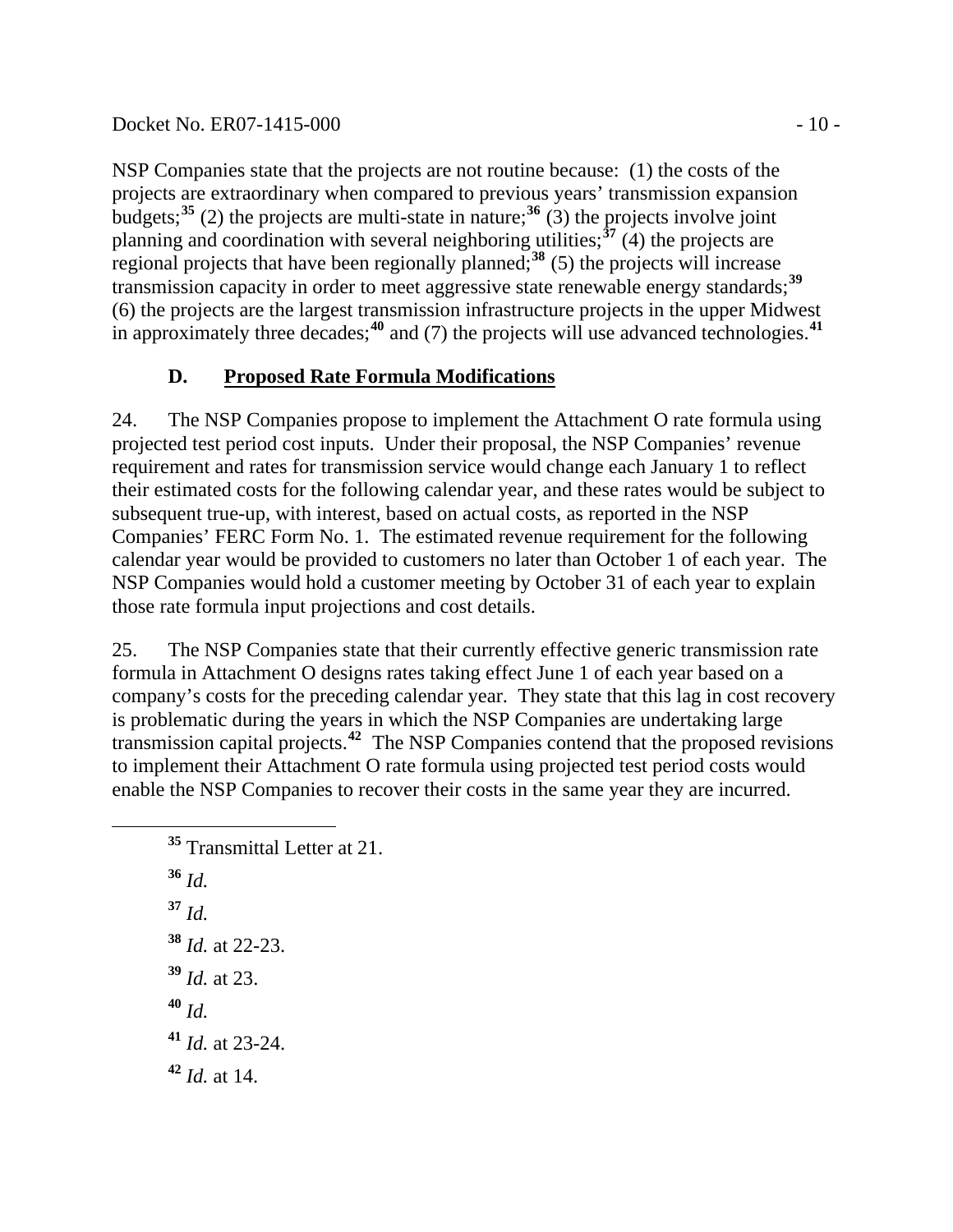NSP Companies state that the projects are not routine because: (1) the costs of the projects are extraordinary when compared to previous years' transmission expansion budgets;[35] (2) the projects are multi-state in nature;[36] (3) the projects involve joint planning and coordination with several neighboring utilities;[37] (4) the projects are regional projects that have been regionally planned;[38] (5) the projects will increase transmission capacity in order to meet aggressive state renewable energy standards;[39] (6) the projects are the largest transmission infrastructure projects in the upper Midwest in approximately three decades;[40] and (7) the projects will use advanced technologies.[41]

### D. Proposed Rate Formula Modifications

24. The NSP Companies propose to implement the Attachment O rate formula using projected test period cost inputs. Under their proposal, the NSP Companies' revenue requirement and rates for transmission service would change each January 1 to reflect their estimated costs for the following calendar year, and these rates would be subject to subsequent true-up, with interest, based on actual costs, as reported in the NSP Companies' FERC Form No. 1. The estimated revenue requirement for the following calendar year would be provided to customers no later than October 1 of each year. The NSP Companies would hold a customer meeting by October 31 of each year to explain those rate formula input projections and cost details.

25. The NSP Companies state that their currently effective generic transmission rate formula in Attachment O designs rates taking effect June 1 of each year based on a company's costs for the preceding calendar year. They state that this lag in cost recovery is problematic during the years in which the NSP Companies are undertaking large transmission capital projects.[42] The NSP Companies contend that the proposed revisions to implement their Attachment O rate formula using projected test period costs would enable the NSP Companies to recover their costs in the same year they are incurred.

---

[35] Transmittal Letter at 21.

[36] *Id.*

[37] *Id.*

[38] *Id.* at 22-23.

[39] *Id.* at 23.

[40] *Id.*

[41] *Id.* at 23-24.

[42] *Id.* at 14.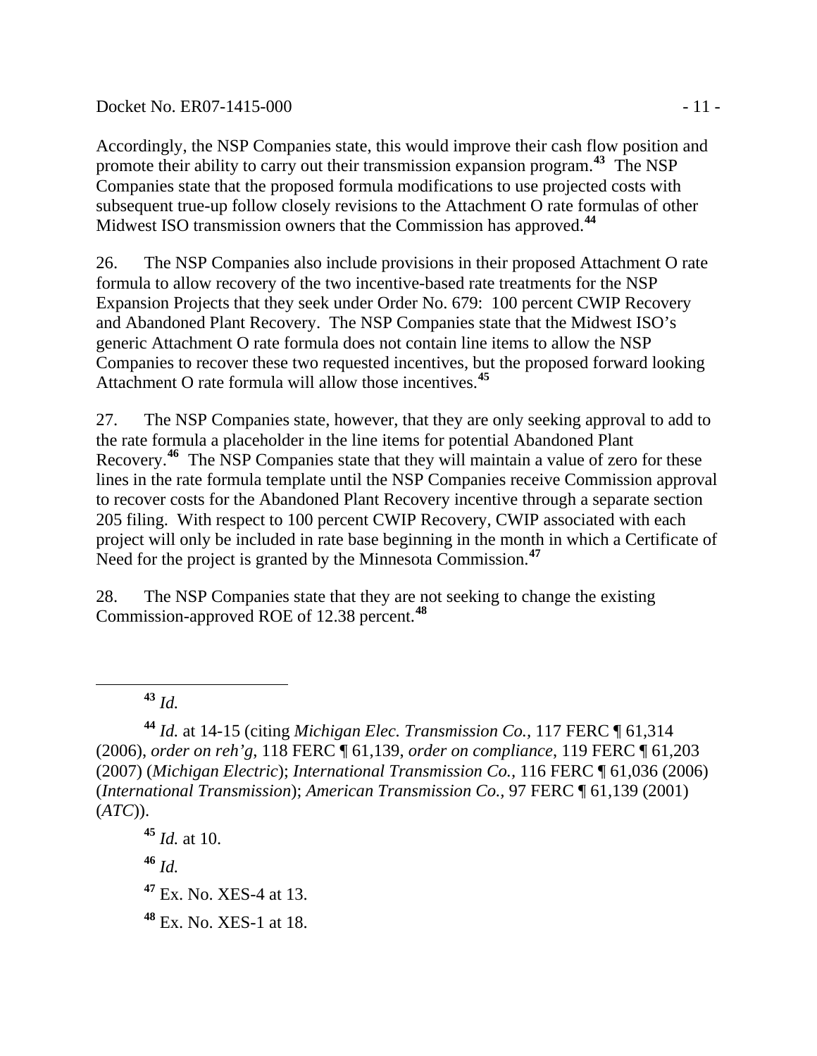Accordingly, the NSP Companies state, this would improve their cash flow position and promote their ability to carry out their transmission expansion program.[43] The NSP Companies state that the proposed formula modifications to use projected costs with subsequent true-up follow closely revisions to the Attachment O rate formulas of other Midwest ISO transmission owners that the Commission has approved.[44]

26. The NSP Companies also include provisions in their proposed Attachment O rate formula to allow recovery of the two incentive-based rate treatments for the NSP Expansion Projects that they seek under Order No. 679: 100 percent CWIP Recovery and Abandoned Plant Recovery. The NSP Companies state that the Midwest ISO's generic Attachment O rate formula does not contain line items to allow the NSP Companies to recover these two requested incentives, but the proposed forward looking Attachment O rate formula will allow those incentives.[45]

27. The NSP Companies state, however, that they are only seeking approval to add to the rate formula a placeholder in the line items for potential Abandoned Plant Recovery.[46] The NSP Companies state that they will maintain a value of zero for these lines in the rate formula template until the NSP Companies receive Commission approval to recover costs for the Abandoned Plant Recovery incentive through a separate section 205 filing. With respect to 100 percent CWIP Recovery, CWIP associated with each project will only be included in rate base beginning in the month in which a Certificate of Need for the project is granted by the Minnesota Commission.[47]

28. The NSP Companies state that they are not seeking to change the existing Commission-approved ROE of 12.38 percent.[48]

---

[43] *Id.*

[44] *Id.* at 14-15 (citing *Michigan Elec. Transmission Co.*, 117 FERC ¶ 61,314 (2006), *order on reh'g*, 118 FERC ¶ 61,139, *order on compliance*, 119 FERC ¶ 61,203 (2007) (*Michigan Electric*); *International Transmission Co.*, 116 FERC ¶ 61,036 (2006) (*International Transmission*); *American Transmission Co.*, 97 FERC ¶ 61,139 (2001) (*ATC*)).

[45] *Id.* at 10.

[46] *Id.*

[47] Ex. No. XES-4 at 13.

[48] Ex. No. XES-1 at 18.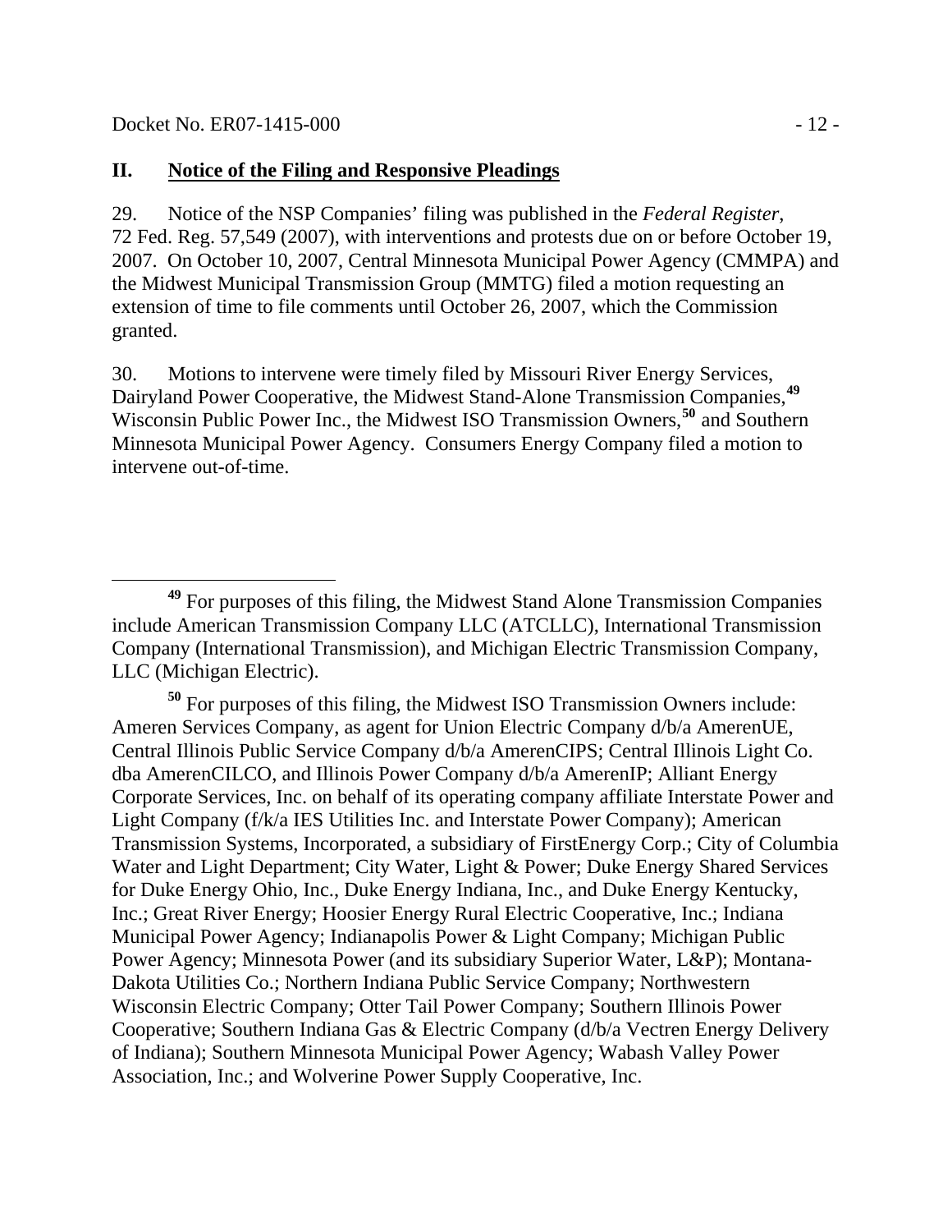## II. Notice of the Filing and Responsive Pleadings

29. Notice of the NSP Companies' filing was published in the *Federal Register*, 72 Fed. Reg. 57,549 (2007), with interventions and protests due on or before October 19, 2007. On October 10, 2007, Central Minnesota Municipal Power Agency (CMMPA) and the Midwest Municipal Transmission Group (MMTG) filed a motion requesting an extension of time to file comments until October 26, 2007, which the Commission granted.

30. Motions to intervene were timely filed by Missouri River Energy Services, Dairyland Power Cooperative, the Midwest Stand-Alone Transmission Companies,[49] Wisconsin Public Power Inc., the Midwest ISO Transmission Owners,[50] and Southern Minnesota Municipal Power Agency. Consumers Energy Company filed a motion to intervene out-of-time.

---

[49] For purposes of this filing, the Midwest Stand Alone Transmission Companies include American Transmission Company LLC (ATCLLC), International Transmission Company (International Transmission), and Michigan Electric Transmission Company, LLC (Michigan Electric).

[50] For purposes of this filing, the Midwest ISO Transmission Owners include: Ameren Services Company, as agent for Union Electric Company d/b/a AmerenUE, Central Illinois Public Service Company d/b/a AmerenCIPS; Central Illinois Light Co. dba AmerenCILCO, and Illinois Power Company d/b/a AmerenIP; Alliant Energy Corporate Services, Inc. on behalf of its operating company affiliate Interstate Power and Light Company (f/k/a IES Utilities Inc. and Interstate Power Company); American Transmission Systems, Incorporated, a subsidiary of FirstEnergy Corp.; City of Columbia Water and Light Department; City Water, Light & Power; Duke Energy Shared Services for Duke Energy Ohio, Inc., Duke Energy Indiana, Inc., and Duke Energy Kentucky, Inc.; Great River Energy; Hoosier Energy Rural Electric Cooperative, Inc.; Indiana Municipal Power Agency; Indianapolis Power & Light Company; Michigan Public Power Agency; Minnesota Power (and its subsidiary Superior Water, L&P); Montana-Dakota Utilities Co.; Northern Indiana Public Service Company; Northwestern Wisconsin Electric Company; Otter Tail Power Company; Southern Illinois Power Cooperative; Southern Indiana Gas & Electric Company (d/b/a Vectren Energy Delivery of Indiana); Southern Minnesota Municipal Power Agency; Wabash Valley Power Association, Inc.; and Wolverine Power Supply Cooperative, Inc.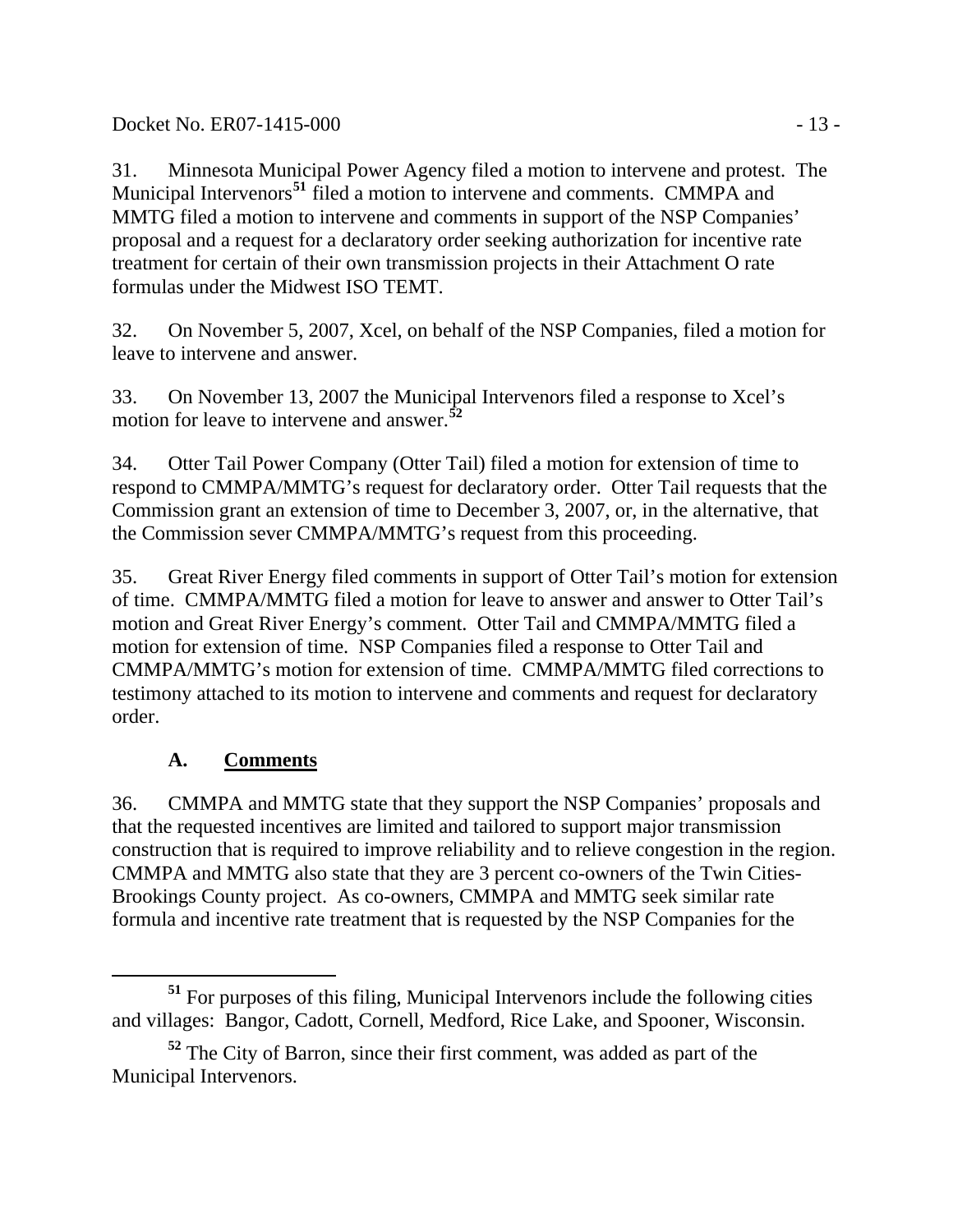31. Minnesota Municipal Power Agency filed a motion to intervene and protest. The Municipal Intervenors[51] filed a motion to intervene and comments. CMMPA and MMTG filed a motion to intervene and comments in support of the NSP Companies' proposal and a request for a declaratory order seeking authorization for incentive rate treatment for certain of their own transmission projects in their Attachment O rate formulas under the Midwest ISO TEMT.

32. On November 5, 2007, Xcel, on behalf of the NSP Companies, filed a motion for leave to intervene and answer.

33. On November 13, 2007 the Municipal Intervenors filed a response to Xcel's motion for leave to intervene and answer.[52]

34. Otter Tail Power Company (Otter Tail) filed a motion for extension of time to respond to CMMPA/MMTG's request for declaratory order. Otter Tail requests that the Commission grant an extension of time to December 3, 2007, or, in the alternative, that the Commission sever CMMPA/MMTG's request from this proceeding.

35. Great River Energy filed comments in support of Otter Tail's motion for extension of time. CMMPA/MMTG filed a motion for leave to answer and answer to Otter Tail's motion and Great River Energy's comment. Otter Tail and CMMPA/MMTG filed a motion for extension of time. NSP Companies filed a response to Otter Tail and CMMPA/MMTG's motion for extension of time. CMMPA/MMTG filed corrections to testimony attached to its motion to intervene and comments and request for declaratory order.

### A. Comments

36. CMMPA and MMTG state that they support the NSP Companies' proposals and that the requested incentives are limited and tailored to support major transmission construction that is required to improve reliability and to relieve congestion in the region. CMMPA and MMTG also state that they are 3 percent co-owners of the Twin Cities-Brookings County project. As co-owners, CMMPA and MMTG seek similar rate formula and incentive rate treatment that is requested by the NSP Companies for the

---

[51] For purposes of this filing, Municipal Intervenors include the following cities and villages: Bangor, Cadott, Cornell, Medford, Rice Lake, and Spooner, Wisconsin.

[52] The City of Barron, since their first comment, was added as part of the Municipal Intervenors.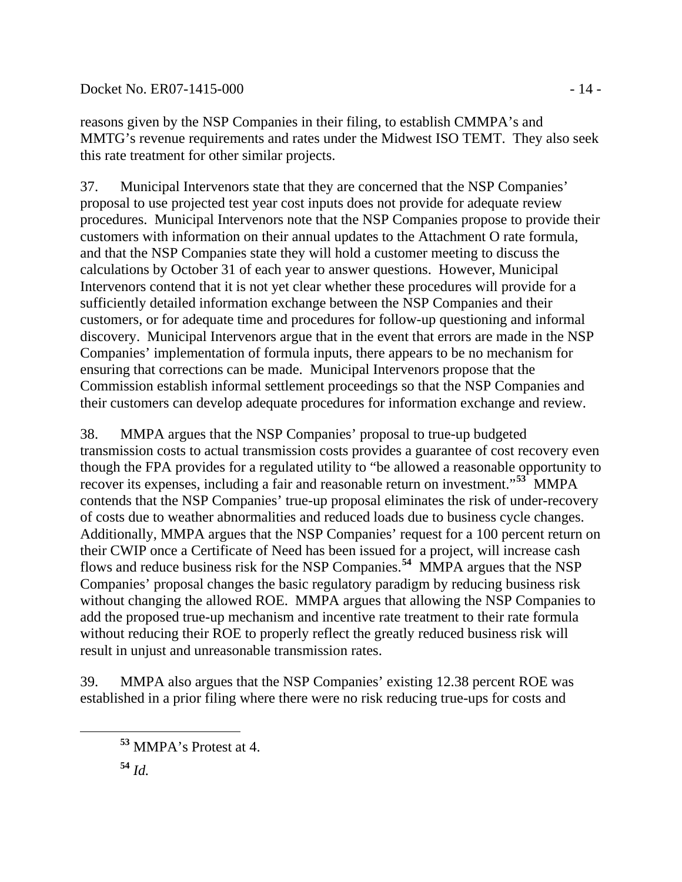reasons given by the NSP Companies in their filing, to establish CMMPA's and MMTG's revenue requirements and rates under the Midwest ISO TEMT. They also seek this rate treatment for other similar projects.

37. Municipal Intervenors state that they are concerned that the NSP Companies' proposal to use projected test year cost inputs does not provide for adequate review procedures. Municipal Intervenors note that the NSP Companies propose to provide their customers with information on their annual updates to the Attachment O rate formula, and that the NSP Companies state they will hold a customer meeting to discuss the calculations by October 31 of each year to answer questions. However, Municipal Intervenors contend that it is not yet clear whether these procedures will provide for a sufficiently detailed information exchange between the NSP Companies and their customers, or for adequate time and procedures for follow-up questioning and informal discovery. Municipal Intervenors argue that in the event that errors are made in the NSP Companies' implementation of formula inputs, there appears to be no mechanism for ensuring that corrections can be made. Municipal Intervenors propose that the Commission establish informal settlement proceedings so that the NSP Companies and their customers can develop adequate procedures for information exchange and review.

38. MMPA argues that the NSP Companies' proposal to true-up budgeted transmission costs to actual transmission costs provides a guarantee of cost recovery even though the FPA provides for a regulated utility to "be allowed a reasonable opportunity to recover its expenses, including a fair and reasonable return on investment."[53] MMPA contends that the NSP Companies' true-up proposal eliminates the risk of under-recovery of costs due to weather abnormalities and reduced loads due to business cycle changes. Additionally, MMPA argues that the NSP Companies' request for a 100 percent return on their CWIP once a Certificate of Need has been issued for a project, will increase cash flows and reduce business risk for the NSP Companies.[54] MMPA argues that the NSP Companies' proposal changes the basic regulatory paradigm by reducing business risk without changing the allowed ROE. MMPA argues that allowing the NSP Companies to add the proposed true-up mechanism and incentive rate treatment to their rate formula without reducing their ROE to properly reflect the greatly reduced business risk will result in unjust and unreasonable transmission rates.

39. MMPA also argues that the NSP Companies' existing 12.38 percent ROE was established in a prior filing where there were no risk reducing true-ups for costs and

---

[53] MMPA's Protest at 4.

[54] *Id.*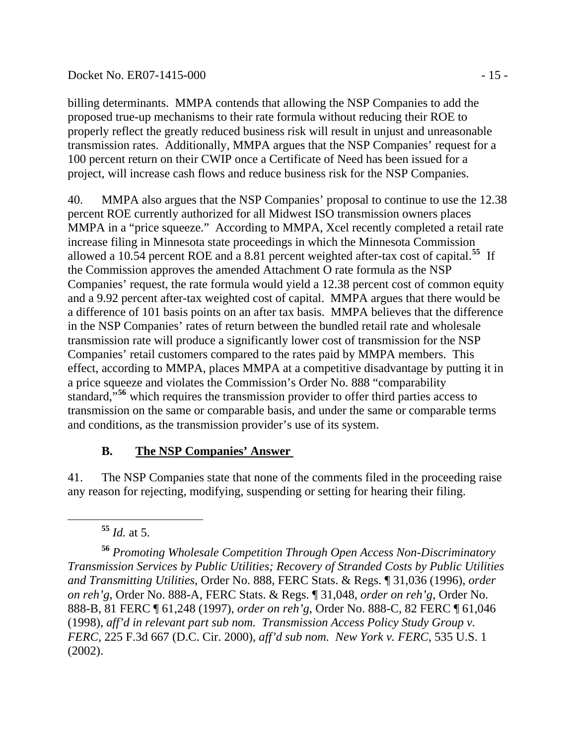billing determinants. MMPA contends that allowing the NSP Companies to add the proposed true-up mechanisms to their rate formula without reducing their ROE to properly reflect the greatly reduced business risk will result in unjust and unreasonable transmission rates. Additionally, MMPA argues that the NSP Companies' request for a 100 percent return on their CWIP once a Certificate of Need has been issued for a project, will increase cash flows and reduce business risk for the NSP Companies.

40. MMPA also argues that the NSP Companies' proposal to continue to use the 12.38 percent ROE currently authorized for all Midwest ISO transmission owners places MMPA in a "price squeeze." According to MMPA, Xcel recently completed a retail rate increase filing in Minnesota state proceedings in which the Minnesota Commission allowed a 10.54 percent ROE and a 8.81 percent weighted after-tax cost of capital.[55] If the Commission approves the amended Attachment O rate formula as the NSP Companies' request, the rate formula would yield a 12.38 percent cost of common equity and a 9.92 percent after-tax weighted cost of capital. MMPA argues that there would be a difference of 101 basis points on an after tax basis. MMPA believes that the difference in the NSP Companies' rates of return between the bundled retail rate and wholesale transmission rate will produce a significantly lower cost of transmission for the NSP Companies' retail customers compared to the rates paid by MMPA members. This effect, according to MMPA, places MMPA at a competitive disadvantage by putting it in a price squeeze and violates the Commission's Order No. 888 "comparability standard,"[56] which requires the transmission provider to offer third parties access to transmission on the same or comparable basis, and under the same or comparable terms and conditions, as the transmission provider's use of its system.

### B. The NSP Companies' Answer

41. The NSP Companies state that none of the comments filed in the proceeding raise any reason for rejecting, modifying, suspending or setting for hearing their filing.

---

[55] *Id.* at 5.

[56] *Promoting Wholesale Competition Through Open Access Non-Discriminatory Transmission Services by Public Utilities; Recovery of Stranded Costs by Public Utilities and Transmitting Utilities*, Order No. 888, FERC Stats. & Regs. ¶ 31,036 (1996), *order on reh'g*, Order No. 888-A, FERC Stats. & Regs. ¶ 31,048, *order on reh'g*, Order No. 888-B, 81 FERC ¶ 61,248 (1997), *order on reh'g*, Order No. 888-C, 82 FERC ¶ 61,046 (1998), *aff'd in relevant part sub nom. Transmission Access Policy Study Group v. FERC*, 225 F.3d 667 (D.C. Cir. 2000), *aff'd sub nom. New York v. FERC*, 535 U.S. 1 (2002).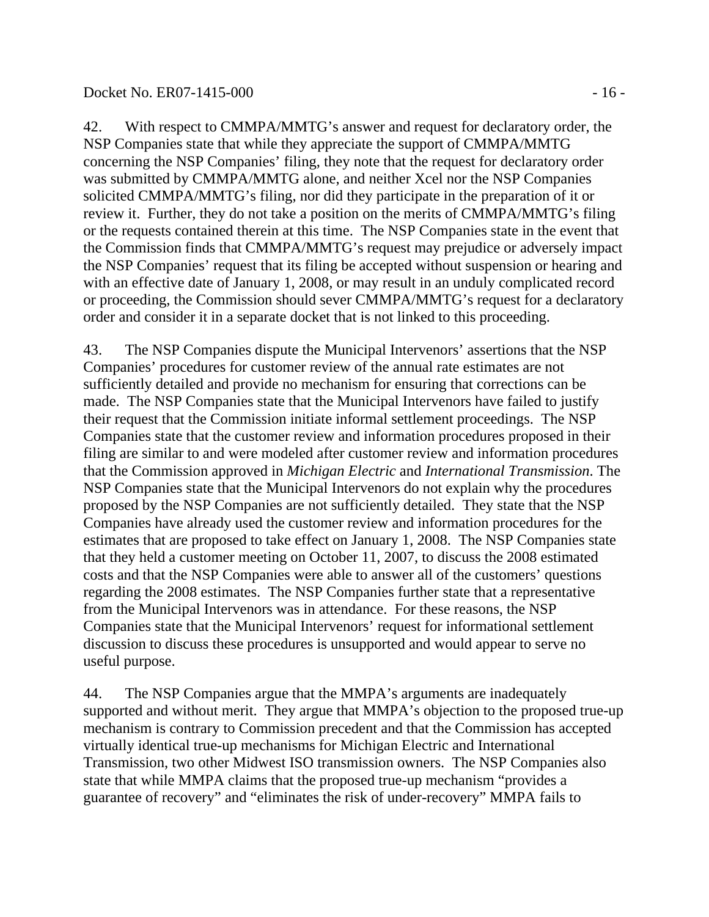42. With respect to CMMPA/MMTG's answer and request for declaratory order, the NSP Companies state that while they appreciate the support of CMMPA/MMTG concerning the NSP Companies' filing, they note that the request for declaratory order was submitted by CMMPA/MMTG alone, and neither Xcel nor the NSP Companies solicited CMMPA/MMTG's filing, nor did they participate in the preparation of it or review it. Further, they do not take a position on the merits of CMMPA/MMTG's filing or the requests contained therein at this time. The NSP Companies state in the event that the Commission finds that CMMPA/MMTG's request may prejudice or adversely impact the NSP Companies' request that its filing be accepted without suspension or hearing and with an effective date of January 1, 2008, or may result in an unduly complicated record or proceeding, the Commission should sever CMMPA/MMTG's request for a declaratory order and consider it in a separate docket that is not linked to this proceeding.

43. The NSP Companies dispute the Municipal Intervenors' assertions that the NSP Companies' procedures for customer review of the annual rate estimates are not sufficiently detailed and provide no mechanism for ensuring that corrections can be made. The NSP Companies state that the Municipal Intervenors have failed to justify their request that the Commission initiate informal settlement proceedings. The NSP Companies state that the customer review and information procedures proposed in their filing are similar to and were modeled after customer review and information procedures that the Commission approved in *Michigan Electric* and *International Transmission*. The NSP Companies state that the Municipal Intervenors do not explain why the procedures proposed by the NSP Companies are not sufficiently detailed. They state that the NSP Companies have already used the customer review and information procedures for the estimates that are proposed to take effect on January 1, 2008. The NSP Companies state that they held a customer meeting on October 11, 2007, to discuss the 2008 estimated costs and that the NSP Companies were able to answer all of the customers' questions regarding the 2008 estimates. The NSP Companies further state that a representative from the Municipal Intervenors was in attendance. For these reasons, the NSP Companies state that the Municipal Intervenors' request for informational settlement discussion to discuss these procedures is unsupported and would appear to serve no useful purpose.

44. The NSP Companies argue that the MMPA's arguments are inadequately supported and without merit. They argue that MMPA's objection to the proposed true-up mechanism is contrary to Commission precedent and that the Commission has accepted virtually identical true-up mechanisms for Michigan Electric and International Transmission, two other Midwest ISO transmission owners. The NSP Companies also state that while MMPA claims that the proposed true-up mechanism "provides a guarantee of recovery" and "eliminates the risk of under-recovery" MMPA fails to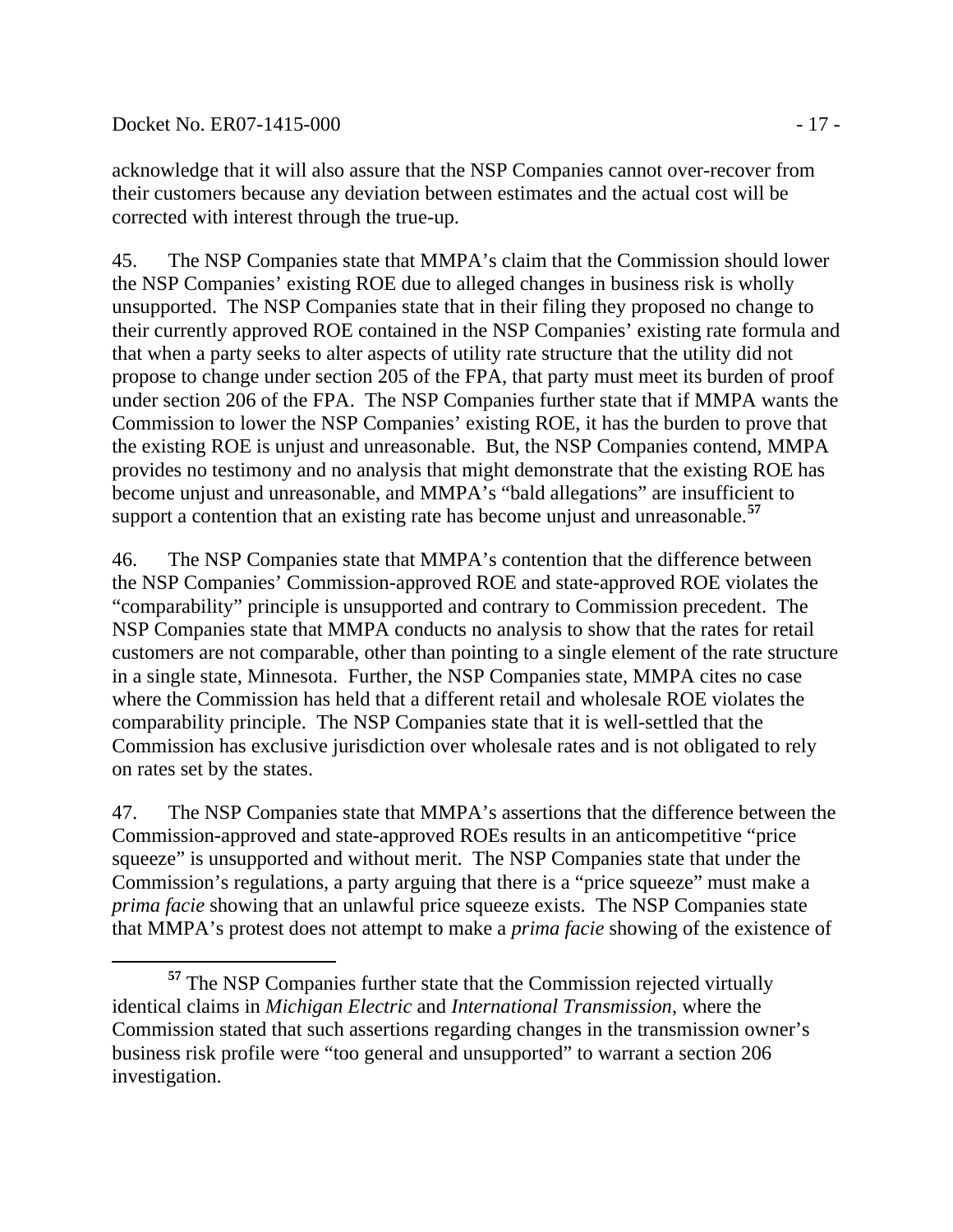acknowledge that it will also assure that the NSP Companies cannot over-recover from their customers because any deviation between estimates and the actual cost will be corrected with interest through the true-up.

45. The NSP Companies state that MMPA's claim that the Commission should lower the NSP Companies' existing ROE due to alleged changes in business risk is wholly unsupported. The NSP Companies state that in their filing they proposed no change to their currently approved ROE contained in the NSP Companies' existing rate formula and that when a party seeks to alter aspects of utility rate structure that the utility did not propose to change under section 205 of the FPA, that party must meet its burden of proof under section 206 of the FPA. The NSP Companies further state that if MMPA wants the Commission to lower the NSP Companies' existing ROE, it has the burden to prove that the existing ROE is unjust and unreasonable. But, the NSP Companies contend, MMPA provides no testimony and no analysis that might demonstrate that the existing ROE has become unjust and unreasonable, and MMPA's "bald allegations" are insufficient to support a contention that an existing rate has become unjust and unreasonable.[57]

46. The NSP Companies state that MMPA's contention that the difference between the NSP Companies' Commission-approved ROE and state-approved ROE violates the "comparability" principle is unsupported and contrary to Commission precedent. The NSP Companies state that MMPA conducts no analysis to show that the rates for retail customers are not comparable, other than pointing to a single element of the rate structure in a single state, Minnesota. Further, the NSP Companies state, MMPA cites no case where the Commission has held that a different retail and wholesale ROE violates the comparability principle. The NSP Companies state that it is well-settled that the Commission has exclusive jurisdiction over wholesale rates and is not obligated to rely on rates set by the states.

47. The NSP Companies state that MMPA's assertions that the difference between the Commission-approved and state-approved ROEs results in an anticompetitive "price squeeze" is unsupported and without merit. The NSP Companies state that under the Commission's regulations, a party arguing that there is a "price squeeze" must make a *prima facie* showing that an unlawful price squeeze exists. The NSP Companies state that MMPA's protest does not attempt to make a *prima facie* showing of the existence of

[57] The NSP Companies further state that the Commission rejected virtually identical claims in *Michigan Electric* and *International Transmission*, where the Commission stated that such assertions regarding changes in the transmission owner's business risk profile were "too general and unsupported" to warrant a section 206 investigation.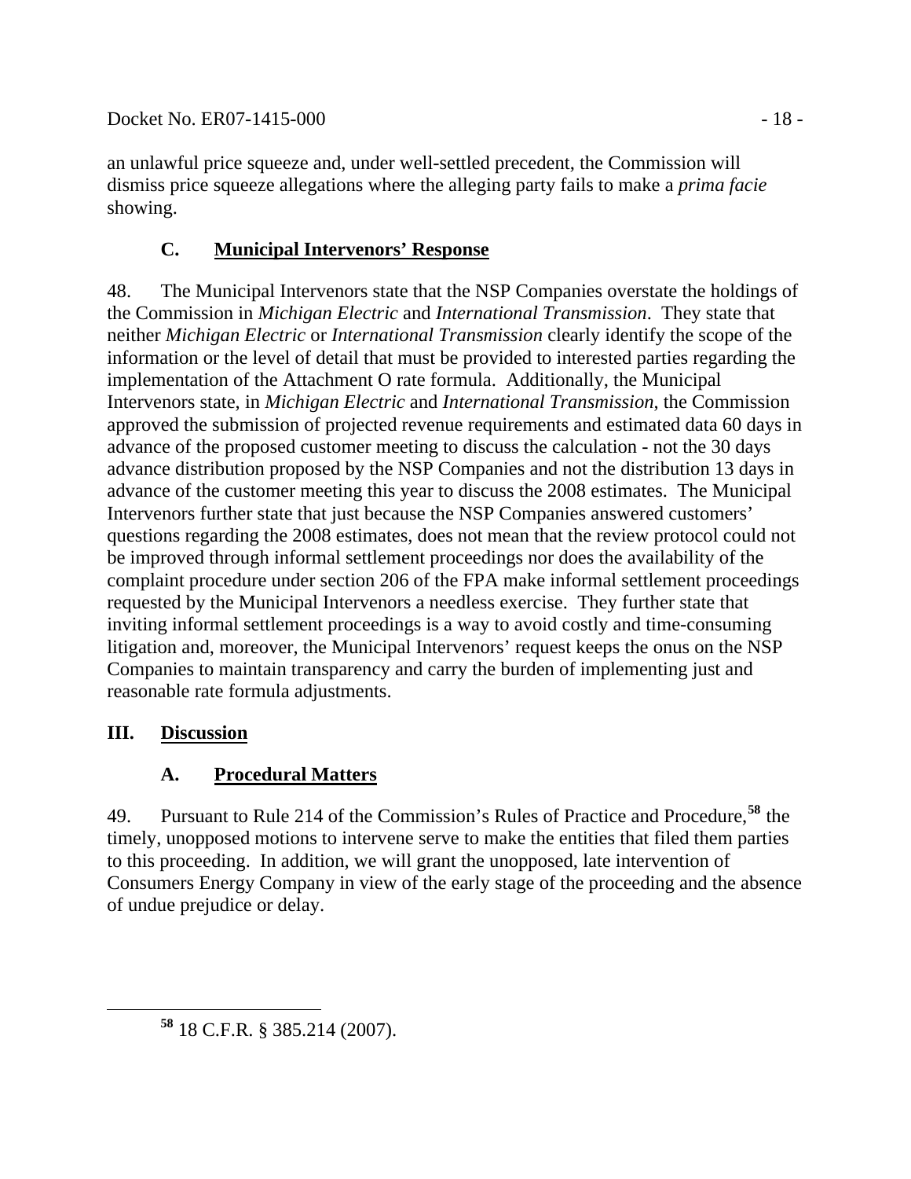an unlawful price squeeze and, under well-settled precedent, the Commission will dismiss price squeeze allegations where the alleging party fails to make a *prima facie* showing.

### C. Municipal Intervenors' Response

48. The Municipal Intervenors state that the NSP Companies overstate the holdings of the Commission in *Michigan Electric* and *International Transmission*. They state that neither *Michigan Electric* or *International Transmission* clearly identify the scope of the information or the level of detail that must be provided to interested parties regarding the implementation of the Attachment O rate formula. Additionally, the Municipal Intervenors state, in *Michigan Electric* and *International Transmission*, the Commission approved the submission of projected revenue requirements and estimated data 60 days in advance of the proposed customer meeting to discuss the calculation - not the 30 days advance distribution proposed by the NSP Companies and not the distribution 13 days in advance of the customer meeting this year to discuss the 2008 estimates. The Municipal Intervenors further state that just because the NSP Companies answered customers' questions regarding the 2008 estimates, does not mean that the review protocol could not be improved through informal settlement proceedings nor does the availability of the complaint procedure under section 206 of the FPA make informal settlement proceedings requested by the Municipal Intervenors a needless exercise. They further state that inviting informal settlement proceedings is a way to avoid costly and time-consuming litigation and, moreover, the Municipal Intervenors' request keeps the onus on the NSP Companies to maintain transparency and carry the burden of implementing just and reasonable rate formula adjustments.

## III. Discussion

### A. Procedural Matters

49. Pursuant to Rule 214 of the Commission's Rules of Practice and Procedure,[58] the timely, unopposed motions to intervene serve to make the entities that filed them parties to this proceeding. In addition, we will grant the unopposed, late intervention of Consumers Energy Company in view of the early stage of the proceeding and the absence of undue prejudice or delay.

[58] 18 C.F.R. § 385.214 (2007).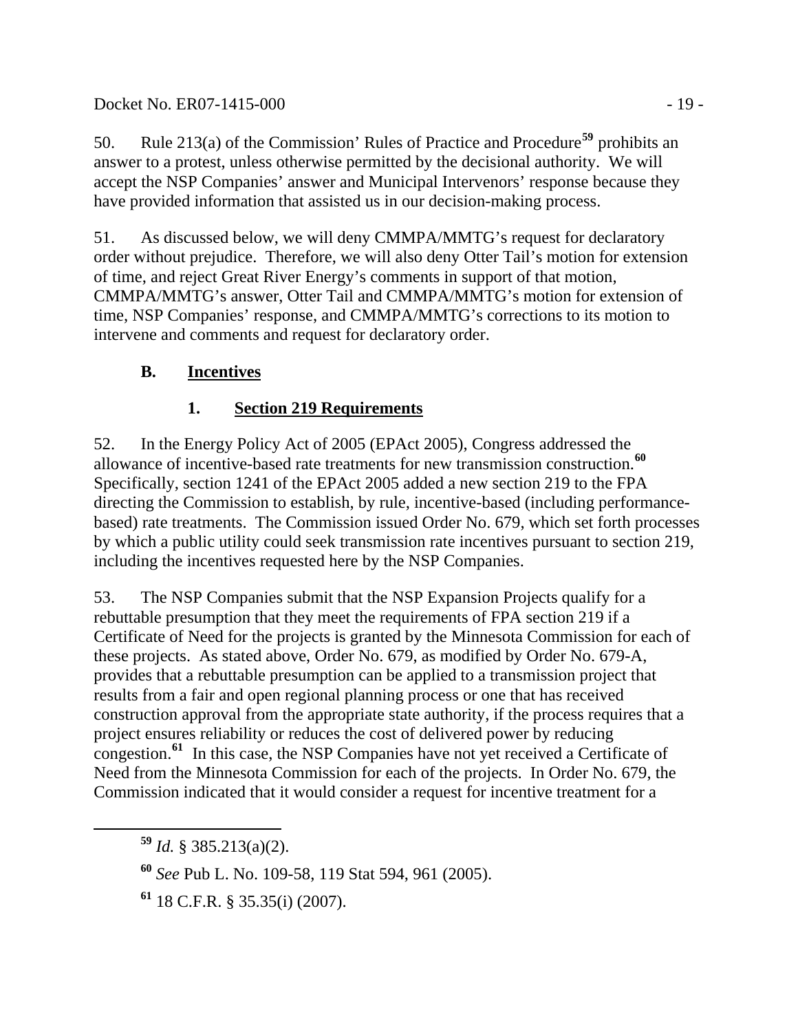50. Rule 213(a) of the Commission' Rules of Practice and Procedure[59] prohibits an answer to a protest, unless otherwise permitted by the decisional authority. We will accept the NSP Companies' answer and Municipal Intervenors' response because they have provided information that assisted us in our decision-making process.

51. As discussed below, we will deny CMMPA/MMTG's request for declaratory order without prejudice. Therefore, we will also deny Otter Tail's motion for extension of time, and reject Great River Energy's comments in support of that motion, CMMPA/MMTG's answer, Otter Tail and CMMPA/MMTG's motion for extension of time, NSP Companies' response, and CMMPA/MMTG's corrections to its motion to intervene and comments and request for declaratory order.

## B. Incentives

### 1. Section 219 Requirements

52. In the Energy Policy Act of 2005 (EPAct 2005), Congress addressed the allowance of incentive-based rate treatments for new transmission construction.[60] Specifically, section 1241 of the EPAct 2005 added a new section 219 to the FPA directing the Commission to establish, by rule, incentive-based (including performance-based) rate treatments. The Commission issued Order No. 679, which set forth processes by which a public utility could seek transmission rate incentives pursuant to section 219, including the incentives requested here by the NSP Companies.

53. The NSP Companies submit that the NSP Expansion Projects qualify for a rebuttable presumption that they meet the requirements of FPA section 219 if a Certificate of Need for the projects is granted by the Minnesota Commission for each of these projects. As stated above, Order No. 679, as modified by Order No. 679-A, provides that a rebuttable presumption can be applied to a transmission project that results from a fair and open regional planning process or one that has received construction approval from the appropriate state authority, if the process requires that a project ensures reliability or reduces the cost of delivered power by reducing congestion.[61] In this case, the NSP Companies have not yet received a Certificate of Need from the Minnesota Commission for each of the projects. In Order No. 679, the Commission indicated that it would consider a request for incentive treatment for a

---

[59] *Id.* § 385.213(a)(2).

[60] *See* Pub L. No. 109-58, 119 Stat 594, 961 (2005).

[61] 18 C.F.R. § 35.35(i) (2007).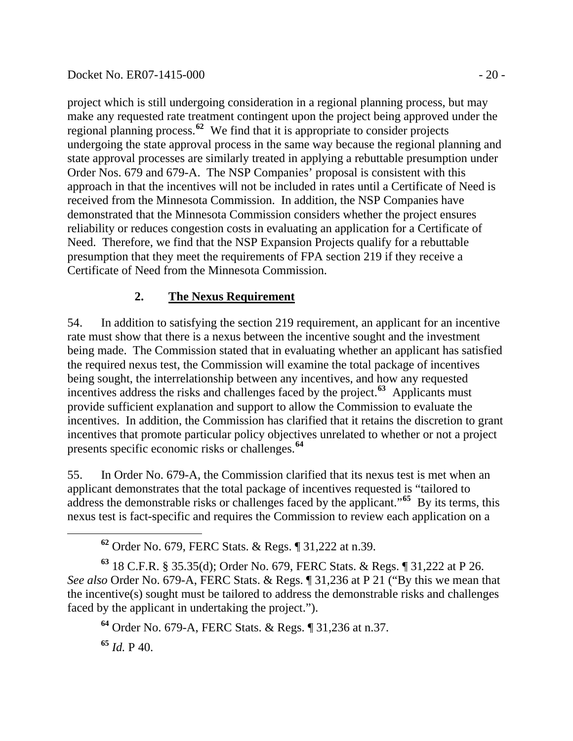project which is still undergoing consideration in a regional planning process, but may make any requested rate treatment contingent upon the project being approved under the regional planning process.[62] We find that it is appropriate to consider projects undergoing the state approval process in the same way because the regional planning and state approval processes are similarly treated in applying a rebuttable presumption under Order Nos. 679 and 679-A. The NSP Companies' proposal is consistent with this approach in that the incentives will not be included in rates until a Certificate of Need is received from the Minnesota Commission. In addition, the NSP Companies have demonstrated that the Minnesota Commission considers whether the project ensures reliability or reduces congestion costs in evaluating an application for a Certificate of Need. Therefore, we find that the NSP Expansion Projects qualify for a rebuttable presumption that they meet the requirements of FPA section 219 if they receive a Certificate of Need from the Minnesota Commission.

### 2. **The Nexus Requirement**

54. In addition to satisfying the section 219 requirement, an applicant for an incentive rate must show that there is a nexus between the incentive sought and the investment being made. The Commission stated that in evaluating whether an applicant has satisfied the required nexus test, the Commission will examine the total package of incentives being sought, the interrelationship between any incentives, and how any requested incentives address the risks and challenges faced by the project.[63] Applicants must provide sufficient explanation and support to allow the Commission to evaluate the incentives. In addition, the Commission has clarified that it retains the discretion to grant incentives that promote particular policy objectives unrelated to whether or not a project presents specific economic risks or challenges.[64]

55. In Order No. 679-A, the Commission clarified that its nexus test is met when an applicant demonstrates that the total package of incentives requested is "tailored to address the demonstrable risks or challenges faced by the applicant."[65] By its terms, this nexus test is fact-specific and requires the Commission to review each application on a

---

[62] Order No. 679, FERC Stats. & Regs. ¶ 31,222 at n.39.

[63] 18 C.F.R. § 35.35(d); Order No. 679, FERC Stats. & Regs. ¶ 31,222 at P 26. *See also* Order No. 679-A, FERC Stats. & Regs. ¶ 31,236 at P 21 ("By this we mean that the incentive(s) sought must be tailored to address the demonstrable risks and challenges faced by the applicant in undertaking the project.").

[64] Order No. 679-A, FERC Stats. & Regs. ¶ 31,236 at n.37.

[65] *Id.* P 40.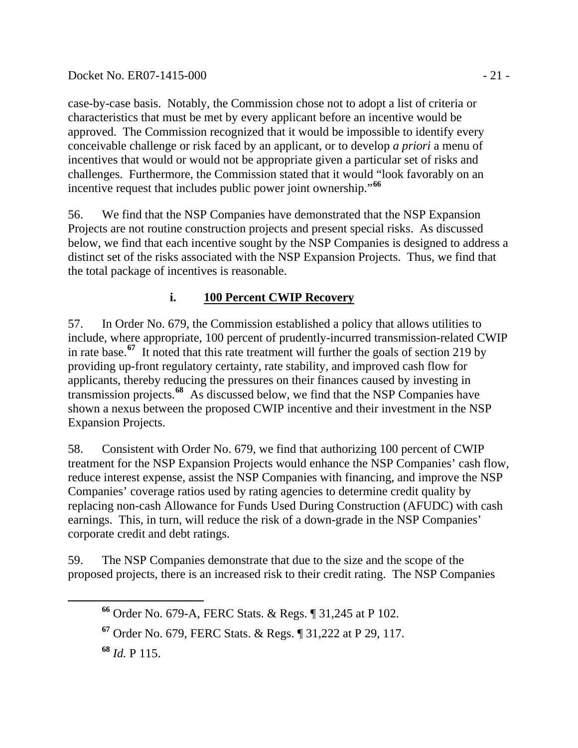case-by-case basis. Notably, the Commission chose not to adopt a list of criteria or characteristics that must be met by every applicant before an incentive would be approved. The Commission recognized that it would be impossible to identify every conceivable challenge or risk faced by an applicant, or to develop *a priori* a menu of incentives that would or would not be appropriate given a particular set of risks and challenges. Furthermore, the Commission stated that it would "look favorably on an incentive request that includes public power joint ownership."[66]

56. We find that the NSP Companies have demonstrated that the NSP Expansion Projects are not routine construction projects and present special risks. As discussed below, we find that each incentive sought by the NSP Companies is designed to address a distinct set of the risks associated with the NSP Expansion Projects. Thus, we find that the total package of incentives is reasonable.

### i. 100 Percent CWIP Recovery

57. In Order No. 679, the Commission established a policy that allows utilities to include, where appropriate, 100 percent of prudently-incurred transmission-related CWIP in rate base.[67] It noted that this rate treatment will further the goals of section 219 by providing up-front regulatory certainty, rate stability, and improved cash flow for applicants, thereby reducing the pressures on their finances caused by investing in transmission projects.[68] As discussed below, we find that the NSP Companies have shown a nexus between the proposed CWIP incentive and their investment in the NSP Expansion Projects.

58. Consistent with Order No. 679, we find that authorizing 100 percent of CWIP treatment for the NSP Expansion Projects would enhance the NSP Companies' cash flow, reduce interest expense, assist the NSP Companies with financing, and improve the NSP Companies' coverage ratios used by rating agencies to determine credit quality by replacing non-cash Allowance for Funds Used During Construction (AFUDC) with cash earnings. This, in turn, will reduce the risk of a down-grade in the NSP Companies' corporate credit and debt ratings.

59. The NSP Companies demonstrate that due to the size and the scope of the proposed projects, there is an increased risk to their credit rating. The NSP Companies

---

[66] Order No. 679-A, FERC Stats. & Regs. ¶ 31,245 at P 102.

[67] Order No. 679, FERC Stats. & Regs. ¶ 31,222 at P 29, 117.

[68] *Id.* P 115.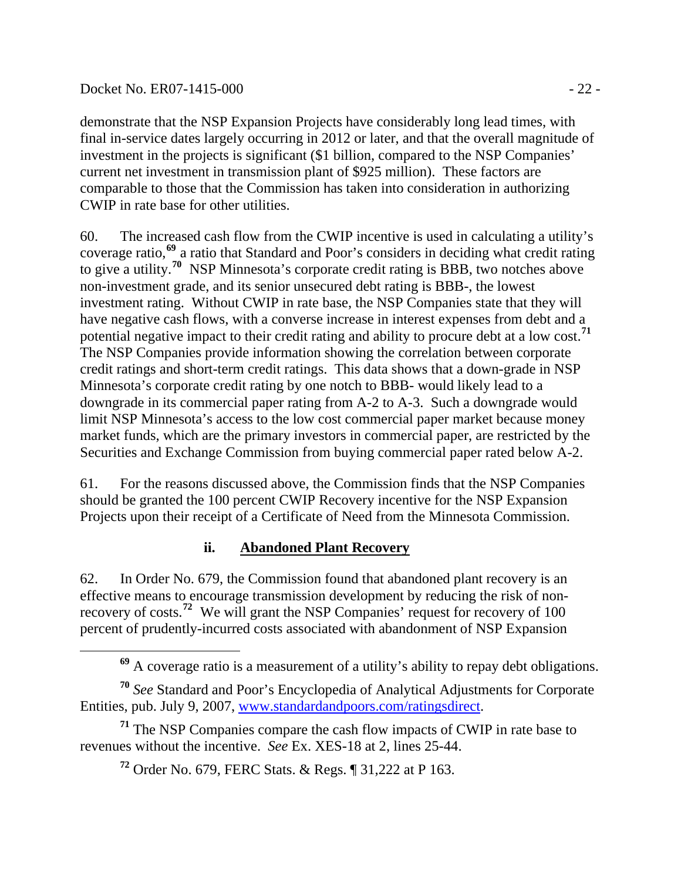demonstrate that the NSP Expansion Projects have considerably long lead times, with final in-service dates largely occurring in 2012 or later, and that the overall magnitude of investment in the projects is significant ($1 billion, compared to the NSP Companies' current net investment in transmission plant of $925 million). These factors are comparable to those that the Commission has taken into consideration in authorizing CWIP in rate base for other utilities.

60. The increased cash flow from the CWIP incentive is used in calculating a utility's coverage ratio,[69] a ratio that Standard and Poor's considers in deciding what credit rating to give a utility.[70] NSP Minnesota's corporate credit rating is BBB, two notches above non-investment grade, and its senior unsecured debt rating is BBB-, the lowest investment rating. Without CWIP in rate base, the NSP Companies state that they will have negative cash flows, with a converse increase in interest expenses from debt and a potential negative impact to their credit rating and ability to procure debt at a low cost.[71] The NSP Companies provide information showing the correlation between corporate credit ratings and short-term credit ratings. This data shows that a down-grade in NSP Minnesota's corporate credit rating by one notch to BBB- would likely lead to a downgrade in its commercial paper rating from A-2 to A-3. Such a downgrade would limit NSP Minnesota's access to the low cost commercial paper market because money market funds, which are the primary investors in commercial paper, are restricted by the Securities and Exchange Commission from buying commercial paper rated below A-2.

61. For the reasons discussed above, the Commission finds that the NSP Companies should be granted the 100 percent CWIP Recovery incentive for the NSP Expansion Projects upon their receipt of a Certificate of Need from the Minnesota Commission.

### ii. Abandoned Plant Recovery

62. In Order No. 679, the Commission found that abandoned plant recovery is an effective means to encourage transmission development by reducing the risk of non-recovery of costs.[72] We will grant the NSP Companies' request for recovery of 100 percent of prudently-incurred costs associated with abandonment of NSP Expansion

---

[69] A coverage ratio is a measurement of a utility's ability to repay debt obligations.

[70] *See* Standard and Poor's Encyclopedia of Analytical Adjustments for Corporate Entities, pub. July 9, 2007, www.standardandpoors.com/ratingsdirect.

[71] The NSP Companies compare the cash flow impacts of CWIP in rate base to revenues without the incentive. *See* Ex. XES-18 at 2, lines 25-44.

[72] Order No. 679, FERC Stats. & Regs. ¶ 31,222 at P 163.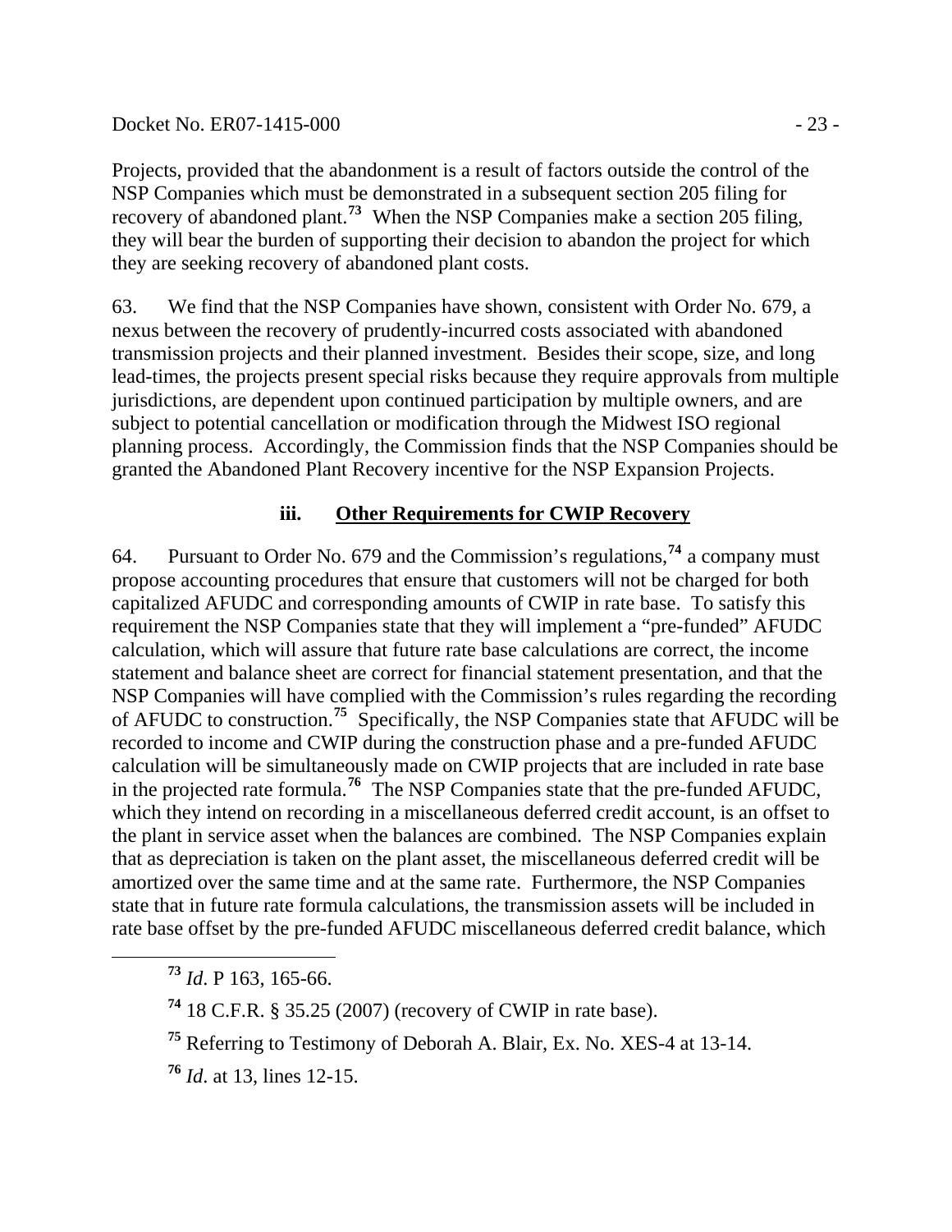Projects, provided that the abandonment is a result of factors outside the control of the NSP Companies which must be demonstrated in a subsequent section 205 filing for recovery of abandoned plant.[73] When the NSP Companies make a section 205 filing, they will bear the burden of supporting their decision to abandon the project for which they are seeking recovery of abandoned plant costs.

63. We find that the NSP Companies have shown, consistent with Order No. 679, a nexus between the recovery of prudently-incurred costs associated with abandoned transmission projects and their planned investment. Besides their scope, size, and long lead-times, the projects present special risks because they require approvals from multiple jurisdictions, are dependent upon continued participation by multiple owners, and are subject to potential cancellation or modification through the Midwest ISO regional planning process. Accordingly, the Commission finds that the NSP Companies should be granted the Abandoned Plant Recovery incentive for the NSP Expansion Projects.

### iii. Other Requirements for CWIP Recovery

64. Pursuant to Order No. 679 and the Commission's regulations,[74] a company must propose accounting procedures that ensure that customers will not be charged for both capitalized AFUDC and corresponding amounts of CWIP in rate base. To satisfy this requirement the NSP Companies state that they will implement a "pre-funded" AFUDC calculation, which will assure that future rate base calculations are correct, the income statement and balance sheet are correct for financial statement presentation, and that the NSP Companies will have complied with the Commission's rules regarding the recording of AFUDC to construction.[75] Specifically, the NSP Companies state that AFUDC will be recorded to income and CWIP during the construction phase and a pre-funded AFUDC calculation will be simultaneously made on CWIP projects that are included in rate base in the projected rate formula.[76] The NSP Companies state that the pre-funded AFUDC, which they intend on recording in a miscellaneous deferred credit account, is an offset to the plant in service asset when the balances are combined. The NSP Companies explain that as depreciation is taken on the plant asset, the miscellaneous deferred credit will be amortized over the same time and at the same rate. Furthermore, the NSP Companies state that in future rate formula calculations, the transmission assets will be included in rate base offset by the pre-funded AFUDC miscellaneous deferred credit balance, which

---

[73] *Id*. P 163, 165-66.

[74] 18 C.F.R. § 35.25 (2007) (recovery of CWIP in rate base).

[75] Referring to Testimony of Deborah A. Blair, Ex. No. XES-4 at 13-14.

[76] *Id*. at 13, lines 12-15.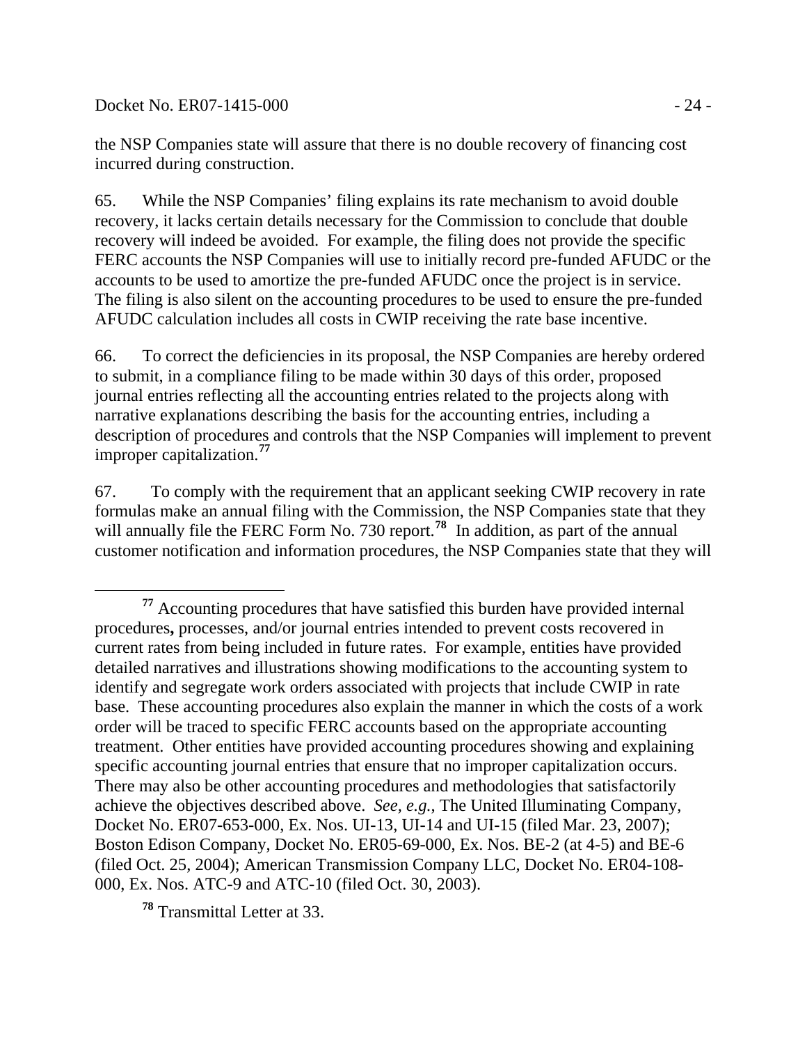the NSP Companies state will assure that there is no double recovery of financing cost incurred during construction.

65. While the NSP Companies' filing explains its rate mechanism to avoid double recovery, it lacks certain details necessary for the Commission to conclude that double recovery will indeed be avoided. For example, the filing does not provide the specific FERC accounts the NSP Companies will use to initially record pre-funded AFUDC or the accounts to be used to amortize the pre-funded AFUDC once the project is in service. The filing is also silent on the accounting procedures to be used to ensure the pre-funded AFUDC calculation includes all costs in CWIP receiving the rate base incentive.

66. To correct the deficiencies in its proposal, the NSP Companies are hereby ordered to submit, in a compliance filing to be made within 30 days of this order, proposed journal entries reflecting all the accounting entries related to the projects along with narrative explanations describing the basis for the accounting entries, including a description of procedures and controls that the NSP Companies will implement to prevent improper capitalization.[77]

67. To comply with the requirement that an applicant seeking CWIP recovery in rate formulas make an annual filing with the Commission, the NSP Companies state that they will annually file the FERC Form No. 730 report.[78] In addition, as part of the annual customer notification and information procedures, the NSP Companies state that they will

---

[77] Accounting procedures that have satisfied this burden have provided internal procedures**,** processes, and/or journal entries intended to prevent costs recovered in current rates from being included in future rates. For example, entities have provided detailed narratives and illustrations showing modifications to the accounting system to identify and segregate work orders associated with projects that include CWIP in rate base. These accounting procedures also explain the manner in which the costs of a work order will be traced to specific FERC accounts based on the appropriate accounting treatment. Other entities have provided accounting procedures showing and explaining specific accounting journal entries that ensure that no improper capitalization occurs. There may also be other accounting procedures and methodologies that satisfactorily achieve the objectives described above. *See, e.g.*, The United Illuminating Company, Docket No. ER07-653-000, Ex. Nos. UI-13, UI-14 and UI-15 (filed Mar. 23, 2007); Boston Edison Company, Docket No. ER05-69-000, Ex. Nos. BE-2 (at 4-5) and BE-6 (filed Oct. 25, 2004); American Transmission Company LLC, Docket No. ER04-108-000, Ex. Nos. ATC-9 and ATC-10 (filed Oct. 30, 2003).

[78] Transmittal Letter at 33.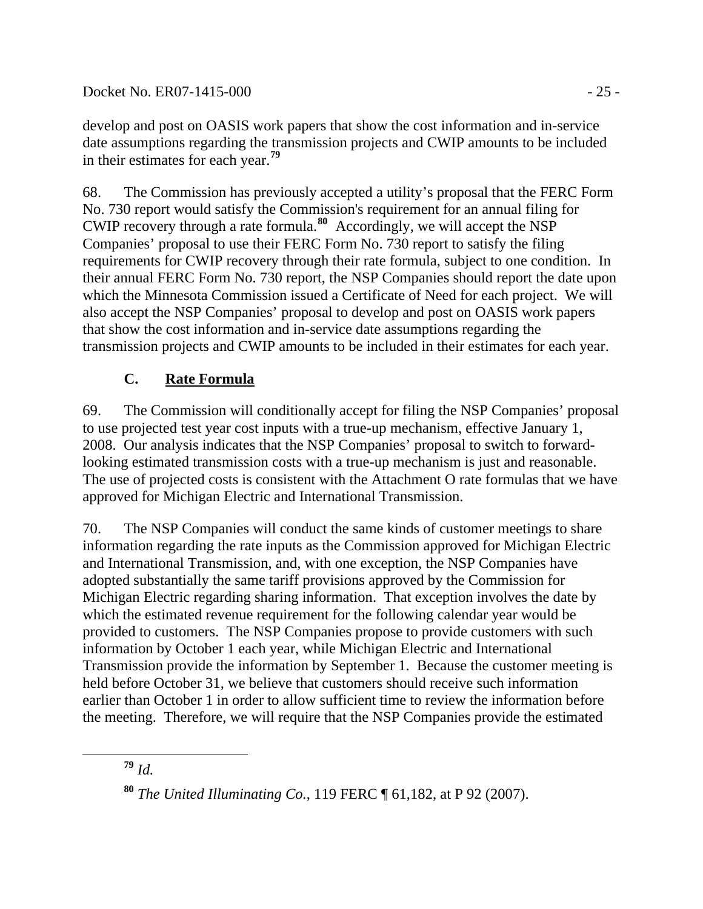develop and post on OASIS work papers that show the cost information and in-service date assumptions regarding the transmission projects and CWIP amounts to be included in their estimates for each year.[79]

68. The Commission has previously accepted a utility's proposal that the FERC Form No. 730 report would satisfy the Commission's requirement for an annual filing for CWIP recovery through a rate formula.[80] Accordingly, we will accept the NSP Companies' proposal to use their FERC Form No. 730 report to satisfy the filing requirements for CWIP recovery through their rate formula, subject to one condition. In their annual FERC Form No. 730 report, the NSP Companies should report the date upon which the Minnesota Commission issued a Certificate of Need for each project. We will also accept the NSP Companies' proposal to develop and post on OASIS work papers that show the cost information and in-service date assumptions regarding the transmission projects and CWIP amounts to be included in their estimates for each year.

### C. Rate Formula

69. The Commission will conditionally accept for filing the NSP Companies' proposal to use projected test year cost inputs with a true-up mechanism, effective January 1, 2008. Our analysis indicates that the NSP Companies' proposal to switch to forward-looking estimated transmission costs with a true-up mechanism is just and reasonable. The use of projected costs is consistent with the Attachment O rate formulas that we have approved for Michigan Electric and International Transmission.

70. The NSP Companies will conduct the same kinds of customer meetings to share information regarding the rate inputs as the Commission approved for Michigan Electric and International Transmission, and, with one exception, the NSP Companies have adopted substantially the same tariff provisions approved by the Commission for Michigan Electric regarding sharing information. That exception involves the date by which the estimated revenue requirement for the following calendar year would be provided to customers. The NSP Companies propose to provide customers with such information by October 1 each year, while Michigan Electric and International Transmission provide the information by September 1. Because the customer meeting is held before October 31, we believe that customers should receive such information earlier than October 1 in order to allow sufficient time to review the information before the meeting. Therefore, we will require that the NSP Companies provide the estimated

[79] *Id.*

[80] *The United Illuminating Co.*, 119 FERC ¶ 61,182, at P 92 (2007).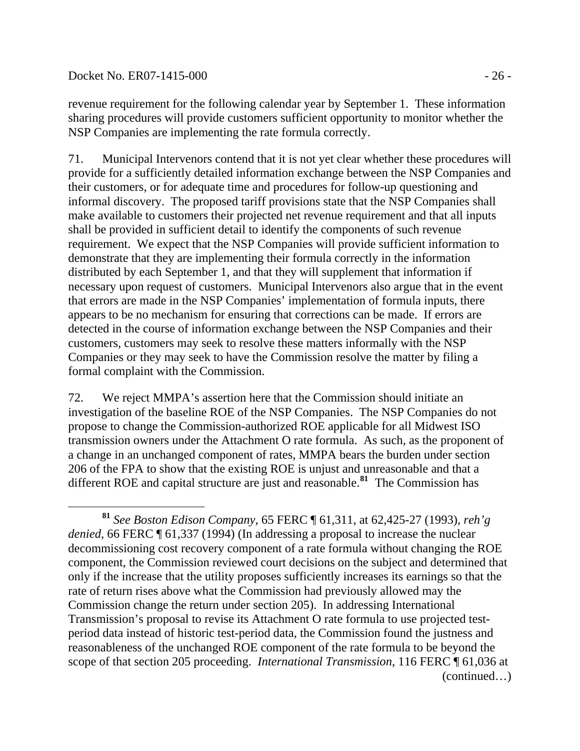revenue requirement for the following calendar year by September 1. These information sharing procedures will provide customers sufficient opportunity to monitor whether the NSP Companies are implementing the rate formula correctly.

71. Municipal Intervenors contend that it is not yet clear whether these procedures will provide for a sufficiently detailed information exchange between the NSP Companies and their customers, or for adequate time and procedures for follow-up questioning and informal discovery. The proposed tariff provisions state that the NSP Companies shall make available to customers their projected net revenue requirement and that all inputs shall be provided in sufficient detail to identify the components of such revenue requirement. We expect that the NSP Companies will provide sufficient information to demonstrate that they are implementing their formula correctly in the information distributed by each September 1, and that they will supplement that information if necessary upon request of customers. Municipal Intervenors also argue that in the event that errors are made in the NSP Companies' implementation of formula inputs, there appears to be no mechanism for ensuring that corrections can be made. If errors are detected in the course of information exchange between the NSP Companies and their customers, customers may seek to resolve these matters informally with the NSP Companies or they may seek to have the Commission resolve the matter by filing a formal complaint with the Commission.

72. We reject MMPA's assertion here that the Commission should initiate an investigation of the baseline ROE of the NSP Companies. The NSP Companies do not propose to change the Commission-authorized ROE applicable for all Midwest ISO transmission owners under the Attachment O rate formula. As such, as the proponent of a change in an unchanged component of rates, MMPA bears the burden under section 206 of the FPA to show that the existing ROE is unjust and unreasonable and that a different ROE and capital structure are just and reasonable.[81] The Commission has

---

[81] *See Boston Edison Company*, 65 FERC ¶ 61,311, at 62,425-27 (1993), *reh'g denied*, 66 FERC ¶ 61,337 (1994) (In addressing a proposal to increase the nuclear decommissioning cost recovery component of a rate formula without changing the ROE component, the Commission reviewed court decisions on the subject and determined that only if the increase that the utility proposes sufficiently increases its earnings so that the rate of return rises above what the Commission had previously allowed may the Commission change the return under section 205). In addressing International Transmission's proposal to revise its Attachment O rate formula to use projected test-period data instead of historic test-period data, the Commission found the justness and reasonableness of the unchanged ROE component of the rate formula to be beyond the scope of that section 205 proceeding. *International Transmission*, 116 FERC ¶ 61,036 at (continued…)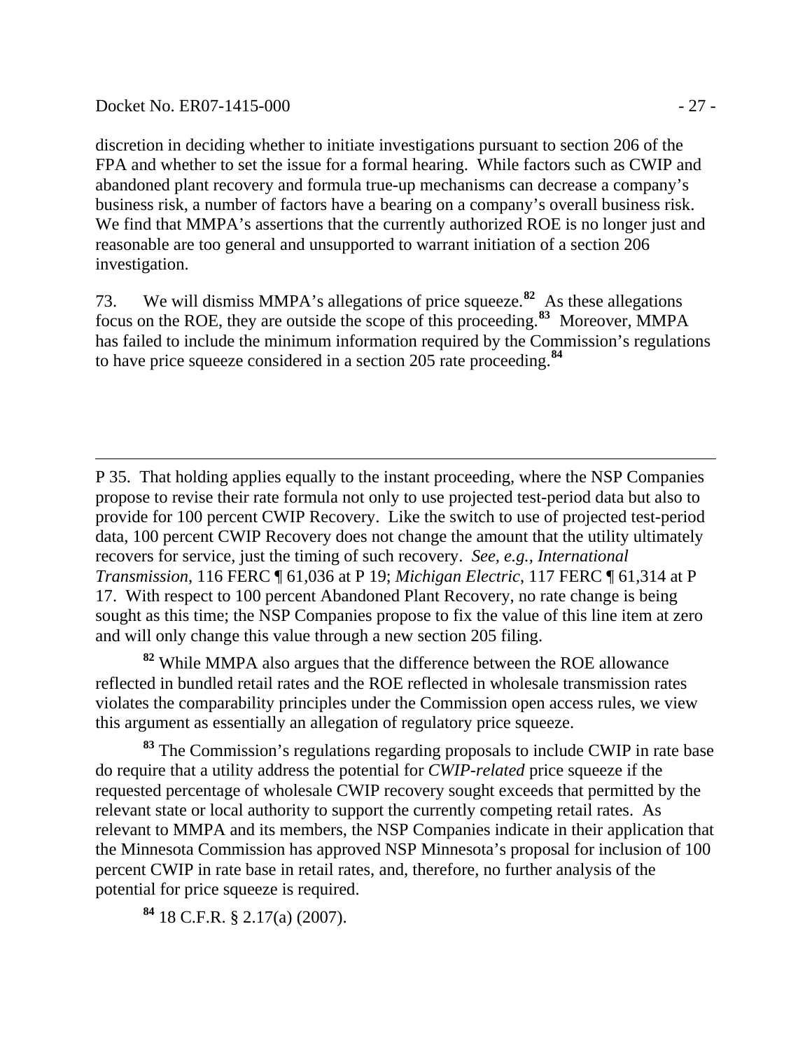discretion in deciding whether to initiate investigations pursuant to section 206 of the FPA and whether to set the issue for a formal hearing. While factors such as CWIP and abandoned plant recovery and formula true-up mechanisms can decrease a company's business risk, a number of factors have a bearing on a company's overall business risk. We find that MMPA's assertions that the currently authorized ROE is no longer just and reasonable are too general and unsupported to warrant initiation of a section 206 investigation.

73. We will dismiss MMPA's allegations of price squeeze.[82] As these allegations focus on the ROE, they are outside the scope of this proceeding.[83] Moreover, MMPA has failed to include the minimum information required by the Commission's regulations to have price squeeze considered in a section 205 rate proceeding.[84]

---

P 35. That holding applies equally to the instant proceeding, where the NSP Companies propose to revise their rate formula not only to use projected test-period data but also to provide for 100 percent CWIP Recovery. Like the switch to use of projected test-period data, 100 percent CWIP Recovery does not change the amount that the utility ultimately recovers for service, just the timing of such recovery. *See, e.g., International Transmission*, 116 FERC ¶ 61,036 at P 19; *Michigan Electric*, 117 FERC ¶ 61,314 at P 17. With respect to 100 percent Abandoned Plant Recovery, no rate change is being sought as this time; the NSP Companies propose to fix the value of this line item at zero and will only change this value through a new section 205 filing.

[82] While MMPA also argues that the difference between the ROE allowance reflected in bundled retail rates and the ROE reflected in wholesale transmission rates violates the comparability principles under the Commission open access rules, we view this argument as essentially an allegation of regulatory price squeeze.

[83] The Commission's regulations regarding proposals to include CWIP in rate base do require that a utility address the potential for *CWIP-related* price squeeze if the requested percentage of wholesale CWIP recovery sought exceeds that permitted by the relevant state or local authority to support the currently competing retail rates. As relevant to MMPA and its members, the NSP Companies indicate in their application that the Minnesota Commission has approved NSP Minnesota's proposal for inclusion of 100 percent CWIP in rate base in retail rates, and, therefore, no further analysis of the potential for price squeeze is required.

[84] 18 C.F.R. § 2.17(a) (2007).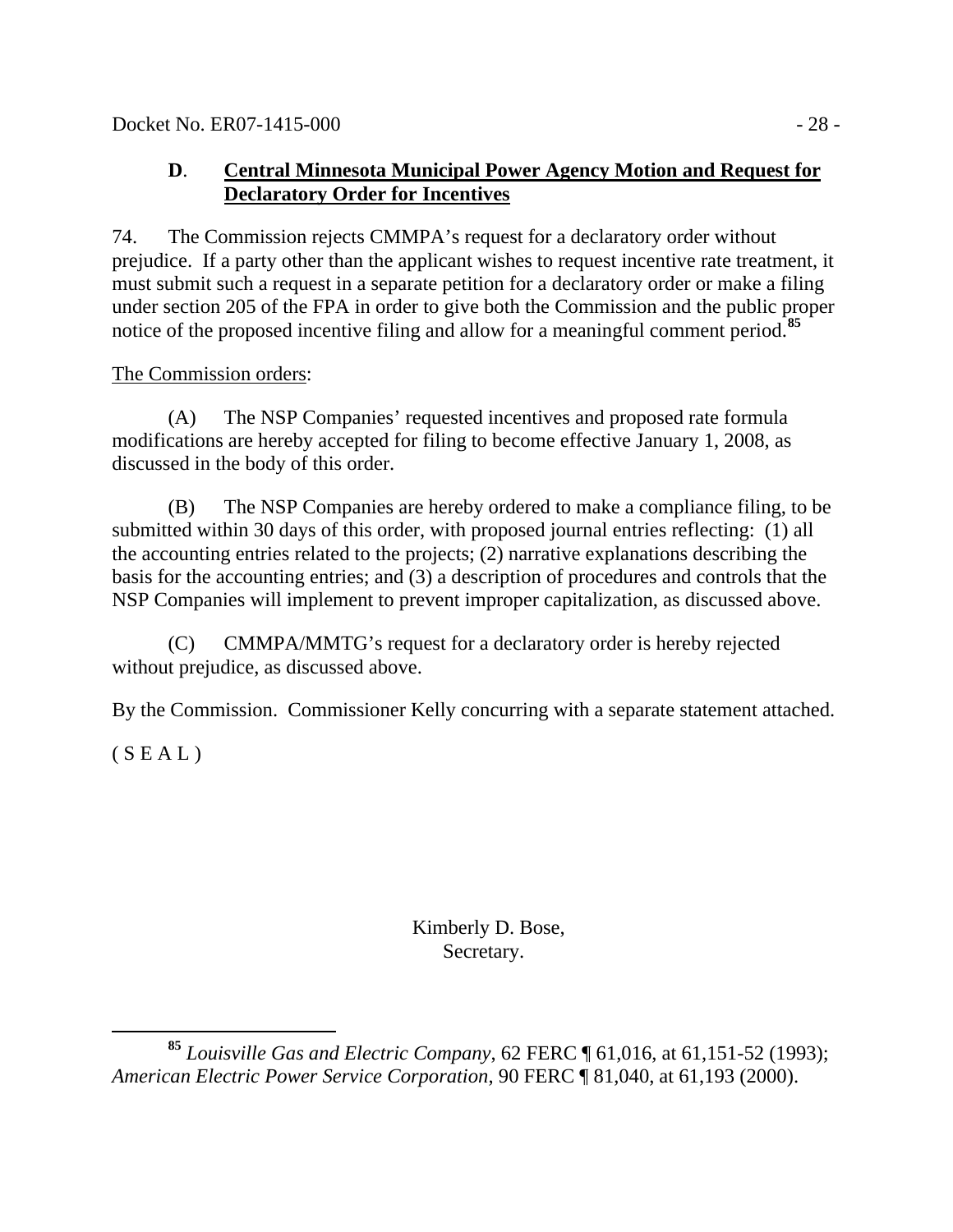### D. Central Minnesota Municipal Power Agency Motion and Request for Declaratory Order for Incentives

74. The Commission rejects CMMPA's request for a declaratory order without prejudice. If a party other than the applicant wishes to request incentive rate treatment, it must submit such a request in a separate petition for a declaratory order or make a filing under section 205 of the FPA in order to give both the Commission and the public proper notice of the proposed incentive filing and allow for a meaningful comment period.[85]

The Commission orders:

(A) The NSP Companies' requested incentives and proposed rate formula modifications are hereby accepted for filing to become effective January 1, 2008, as discussed in the body of this order.

(B) The NSP Companies are hereby ordered to make a compliance filing, to be submitted within 30 days of this order, with proposed journal entries reflecting: (1) all the accounting entries related to the projects; (2) narrative explanations describing the basis for the accounting entries; and (3) a description of procedures and controls that the NSP Companies will implement to prevent improper capitalization, as discussed above.

(C) CMMPA/MMTG's request for a declaratory order is hereby rejected without prejudice, as discussed above.

By the Commission. Commissioner Kelly concurring with a separate statement attached.

( S E A L )

Kimberly D. Bose,
Secretary.

---

[85] *Louisville Gas and Electric Company*, 62 FERC ¶ 61,016, at 61,151-52 (1993); *American Electric Power Service Corporation*, 90 FERC ¶ 81,040, at 61,193 (2000).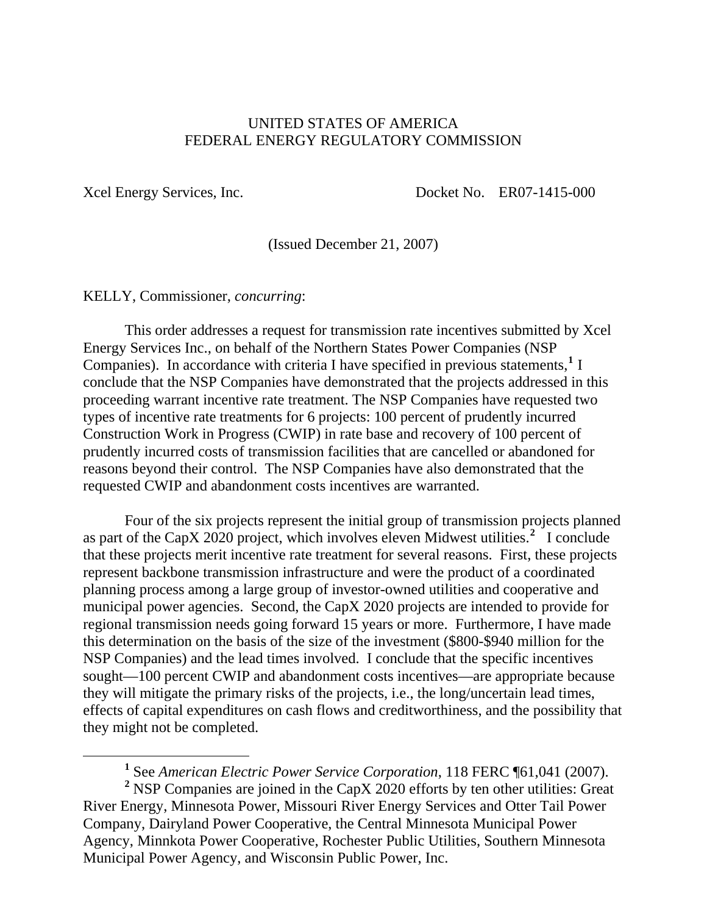UNITED STATES OF AMERICA
FEDERAL ENERGY REGULATORY COMMISSION

Xcel Energy Services, Inc. Docket No. ER07-1415-000

(Issued December 21, 2007)

KELLY, Commissioner, *concurring*:

This order addresses a request for transmission rate incentives submitted by Xcel Energy Services Inc., on behalf of the Northern States Power Companies (NSP Companies). In accordance with criteria I have specified in previous statements,[1] I conclude that the NSP Companies have demonstrated that the projects addressed in this proceeding warrant incentive rate treatment. The NSP Companies have requested two types of incentive rate treatments for 6 projects: 100 percent of prudently incurred Construction Work in Progress (CWIP) in rate base and recovery of 100 percent of prudently incurred costs of transmission facilities that are cancelled or abandoned for reasons beyond their control. The NSP Companies have also demonstrated that the requested CWIP and abandonment costs incentives are warranted.

Four of the six projects represent the initial group of transmission projects planned as part of the CapX 2020 project, which involves eleven Midwest utilities.[2] I conclude that these projects merit incentive rate treatment for several reasons. First, these projects represent backbone transmission infrastructure and were the product of a coordinated planning process among a large group of investor-owned utilities and cooperative and municipal power agencies. Second, the CapX 2020 projects are intended to provide for regional transmission needs going forward 15 years or more. Furthermore, I have made this determination on the basis of the size of the investment ($800-$940 million for the NSP Companies) and the lead times involved. I conclude that the specific incentives sought—100 percent CWIP and abandonment costs incentives—are appropriate because they will mitigate the primary risks of the projects, i.e., the long/uncertain lead times, effects of capital expenditures on cash flows and creditworthiness, and the possibility that they might not be completed.

[1] See *American Electric Power Service Corporation*, 118 FERC ¶61,041 (2007).

[2] NSP Companies are joined in the CapX 2020 efforts by ten other utilities: Great River Energy, Minnesota Power, Missouri River Energy Services and Otter Tail Power Company, Dairyland Power Cooperative, the Central Minnesota Municipal Power Agency, Minnkota Power Cooperative, Rochester Public Utilities, Southern Minnesota Municipal Power Agency, and Wisconsin Public Power, Inc.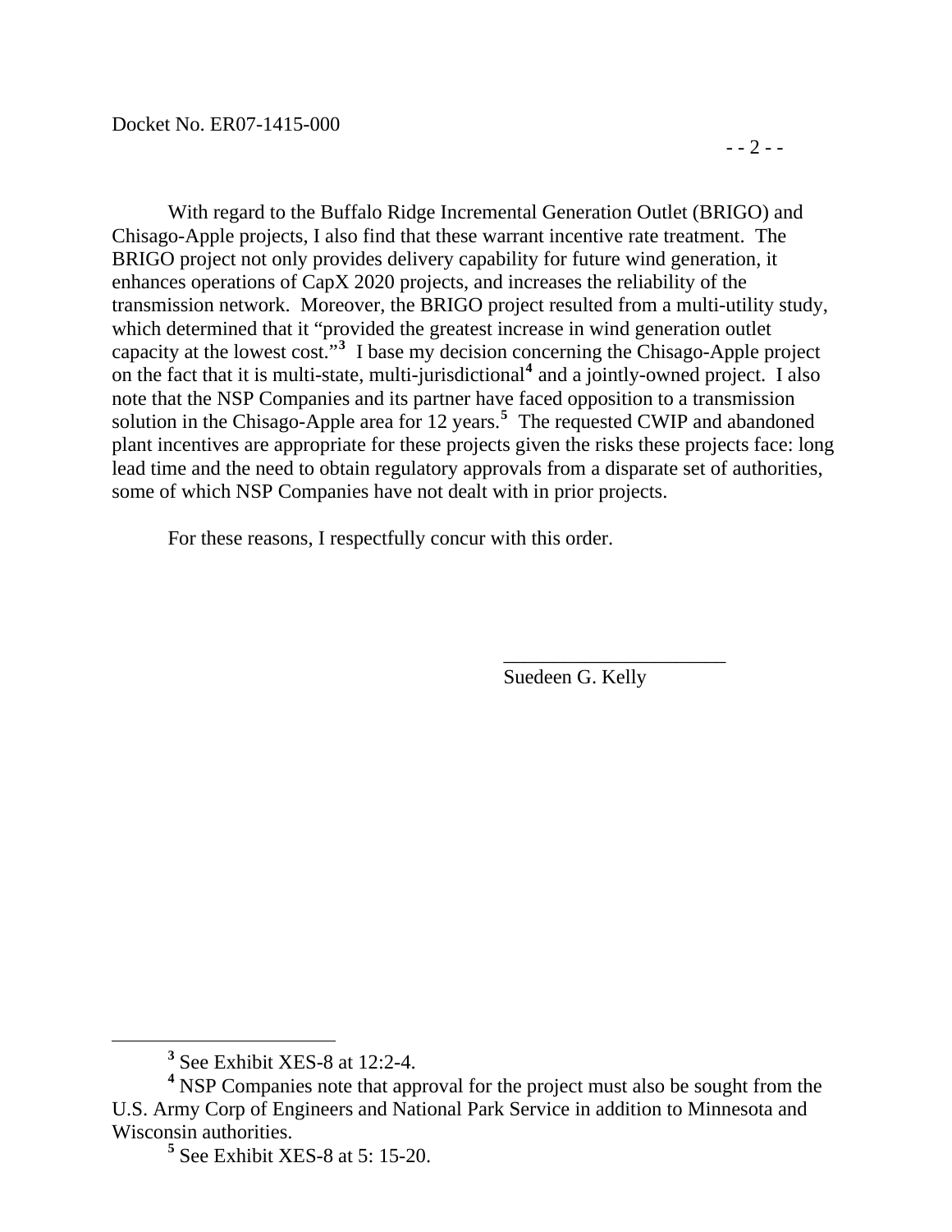With regard to the Buffalo Ridge Incremental Generation Outlet (BRIGO) and Chisago-Apple projects, I also find that these warrant incentive rate treatment. The BRIGO project not only provides delivery capability for future wind generation, it enhances operations of CapX 2020 projects, and increases the reliability of the transmission network. Moreover, the BRIGO project resulted from a multi-utility study, which determined that it "provided the greatest increase in wind generation outlet capacity at the lowest cost."[3] I base my decision concerning the Chisago-Apple project on the fact that it is multi-state, multi-jurisdictional[4] and a jointly-owned project. I also note that the NSP Companies and its partner have faced opposition to a transmission solution in the Chisago-Apple area for 12 years.[5] The requested CWIP and abandoned plant incentives are appropriate for these projects given the risks these projects face: long lead time and the need to obtain regulatory approvals from a disparate set of authorities, some of which NSP Companies have not dealt with in prior projects.

For these reasons, I respectfully concur with this order.

______________________
Suedeen G. Kelly

---

[3] See Exhibit XES-8 at 12:2-4.

[4] NSP Companies note that approval for the project must also be sought from the U.S. Army Corp of Engineers and National Park Service in addition to Minnesota and Wisconsin authorities.

[5] See Exhibit XES-8 at 5: 15-20.